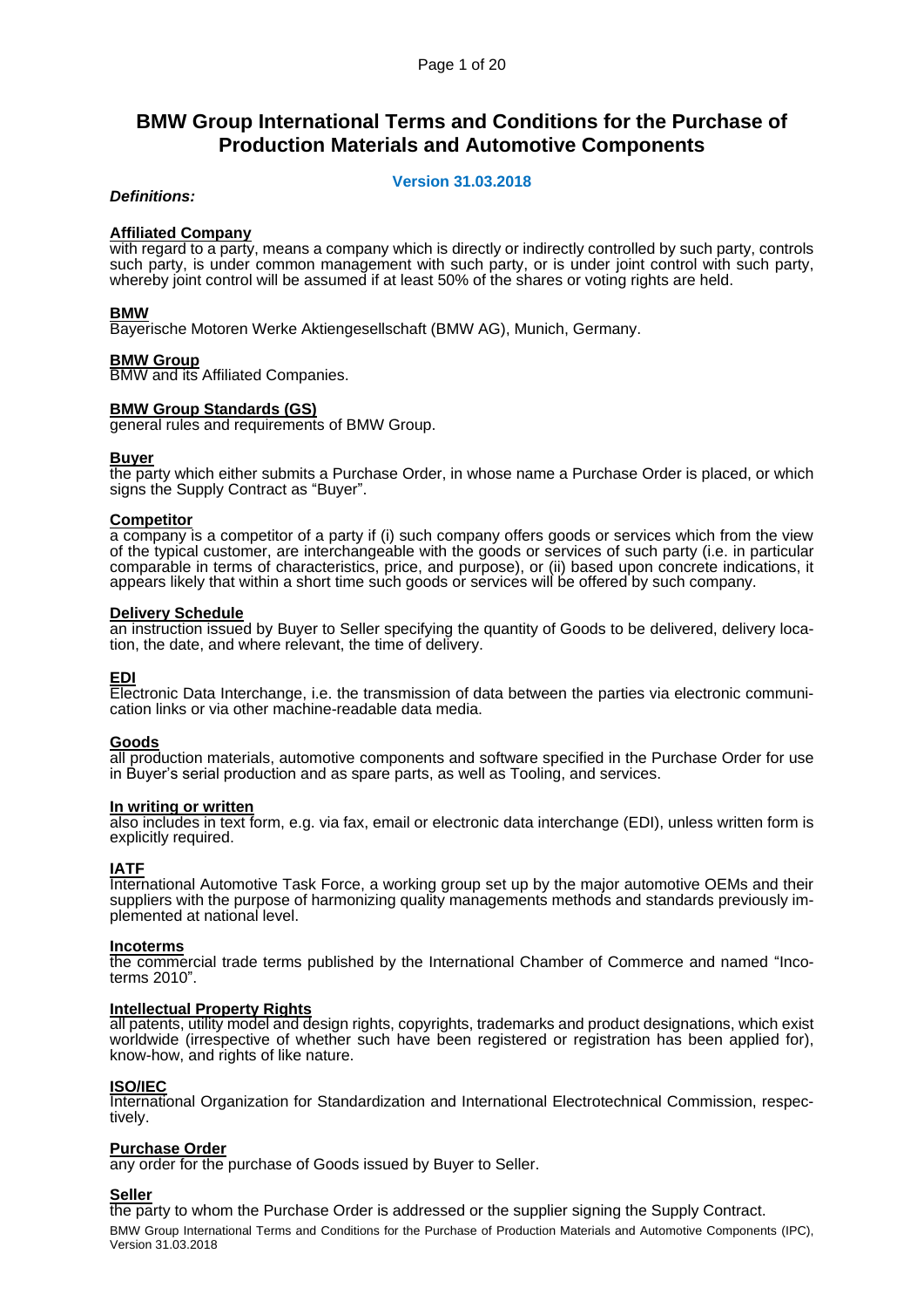# BMW Group International Terms and Conditions for the Purchase of Production Materials and Automotive Components

**Version 31.03.2018**

***Definitions:***

**Affiliated Company**
with regard to a party, means a company which is directly or indirectly controlled by such party, controls such party, is under common management with such party, or is under joint control with such party, whereby joint control will be assumed if at least 50% of the shares or voting rights are held.

**BMW**
Bayerische Motoren Werke Aktiengesellschaft (BMW AG), Munich, Germany.

**BMW Group**
BMW and its Affiliated Companies.

**BMW Group Standards (GS)**
general rules and requirements of BMW Group.

**Buyer**
the party which either submits a Purchase Order, in whose name a Purchase Order is placed, or which signs the Supply Contract as "Buyer".

**Competitor**
a company is a competitor of a party if (i) such company offers goods or services which from the view of the typical customer, are interchangeable with the goods or services of such party (i.e. in particular comparable in terms of characteristics, price, and purpose), or (ii) based upon concrete indications, it appears likely that within a short time such goods or services will be offered by such company.

**Delivery Schedule**
an instruction issued by Buyer to Seller specifying the quantity of Goods to be delivered, delivery location, the date, and where relevant, the time of delivery.

**EDI**
Electronic Data Interchange, i.e. the transmission of data between the parties via electronic communication links or via other machine-readable data media.

**Goods**
all production materials, automotive components and software specified in the Purchase Order for use in Buyer's serial production and as spare parts, as well as Tooling, and services.

**In writing or written**
also includes in text form, e.g. via fax, email or electronic data interchange (EDI), unless written form is explicitly required.

**IATF**
International Automotive Task Force, a working group set up by the major automotive OEMs and their suppliers with the purpose of harmonizing quality managements methods and standards previously implemented at national level.

**Incoterms**
the commercial trade terms published by the International Chamber of Commerce and named "Incoterms 2010".

**Intellectual Property Rights**
all patents, utility model and design rights, copyrights, trademarks and product designations, which exist worldwide (irrespective of whether such have been registered or registration has been applied for), know-how, and rights of like nature.

**ISO/IEC**
International Organization for Standardization and International Electrotechnical Commission, respectively.

**Purchase Order**
any order for the purchase of Goods issued by Buyer to Seller.

**Seller**
the party to whom the Purchase Order is addressed or the supplier signing the Supply Contract.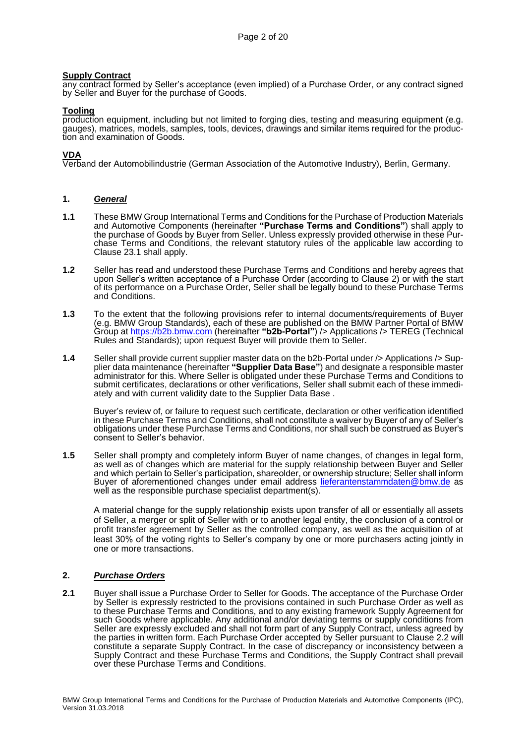**Supply Contract**
any contract formed by Seller's acceptance (even implied) of a Purchase Order, or any contract signed by Seller and Buyer for the purchase of Goods.

**Tooling**
production equipment, including but not limited to forging dies, testing and measuring equipment (e.g. gauges), matrices, models, samples, tools, devices, drawings and similar items required for the production and examination of Goods.

**VDA**
Verband der Automobilindustrie (German Association of the Automotive Industry), Berlin, Germany.

## 1. *General*

**1.1** These BMW Group International Terms and Conditions for the Purchase of Production Materials and Automotive Components (hereinafter **"Purchase Terms and Conditions"**) shall apply to the purchase of Goods by Buyer from Seller. Unless expressly provided otherwise in these Purchase Terms and Conditions, the relevant statutory rules of the applicable law according to Clause 23.1 shall apply.

**1.2** Seller has read and understood these Purchase Terms and Conditions and hereby agrees that upon Seller's written acceptance of a Purchase Order (according to Clause 2) or with the start of its performance on a Purchase Order, Seller shall be legally bound to these Purchase Terms and Conditions.

**1.3** To the extent that the following provisions refer to internal documents/requirements of Buyer (e.g. BMW Group Standards), each of these are published on the BMW Partner Portal of BMW Group at https://b2b.bmw.com (hereinafter **"b2b-Portal"**) /> Applications /> TEREG (Technical Rules and Standards); upon request Buyer will provide them to Seller.

**1.4** Seller shall provide current supplier master data on the b2b-Portal under /> Applications /> Supplier data maintenance (hereinafter **"Supplier Data Base"**) and designate a responsible master administrator for this. Where Seller is obligated under these Purchase Terms and Conditions to submit certificates, declarations or other verifications, Seller shall submit each of these immediately and with current validity date to the Supplier Data Base .

Buyer's review of, or failure to request such certificate, declaration or other verification identified in these Purchase Terms and Conditions, shall not constitute a waiver by Buyer of any of Seller's obligations under these Purchase Terms and Conditions, nor shall such be construed as Buyer's consent to Seller's behavior.

**1.5** Seller shall prompty and completely inform Buyer of name changes, of changes in legal form, as well as of changes which are material for the supply relationship between Buyer and Seller and which pertain to Seller's participation, shareolder, or ownership structure; Seller shall inform Buyer of aforementioned changes under email address lieferantenstammdaten@bmw.de as well as the responsible purchase specialist department(s).

A material change for the supply relationship exists upon transfer of all or essentially all assets of Seller, a merger or split of Seller with or to another legal entity, the conclusion of a control or profit transfer agreement by Seller as the controlled company, as well as the acquisition of at least 30% of the voting rights to Seller's company by one or more purchasers acting jointly in one or more transactions.

## 2. *Purchase Orders*

**2.1** Buyer shall issue a Purchase Order to Seller for Goods. The acceptance of the Purchase Order by Seller is expressly restricted to the provisions contained in such Purchase Order as well as to these Purchase Terms and Conditions, and to any existing framework Supply Agreement for such Goods where applicable. Any additional and/or deviating terms or supply conditions from Seller are expressly excluded and shall not form part of any Supply Contract, unless agreed by the parties in written form. Each Purchase Order accepted by Seller pursuant to Clause 2.2 will constitute a separate Supply Contract. In the case of discrepancy or inconsistency between a Supply Contract and these Purchase Terms and Conditions, the Supply Contract shall prevail over these Purchase Terms and Conditions.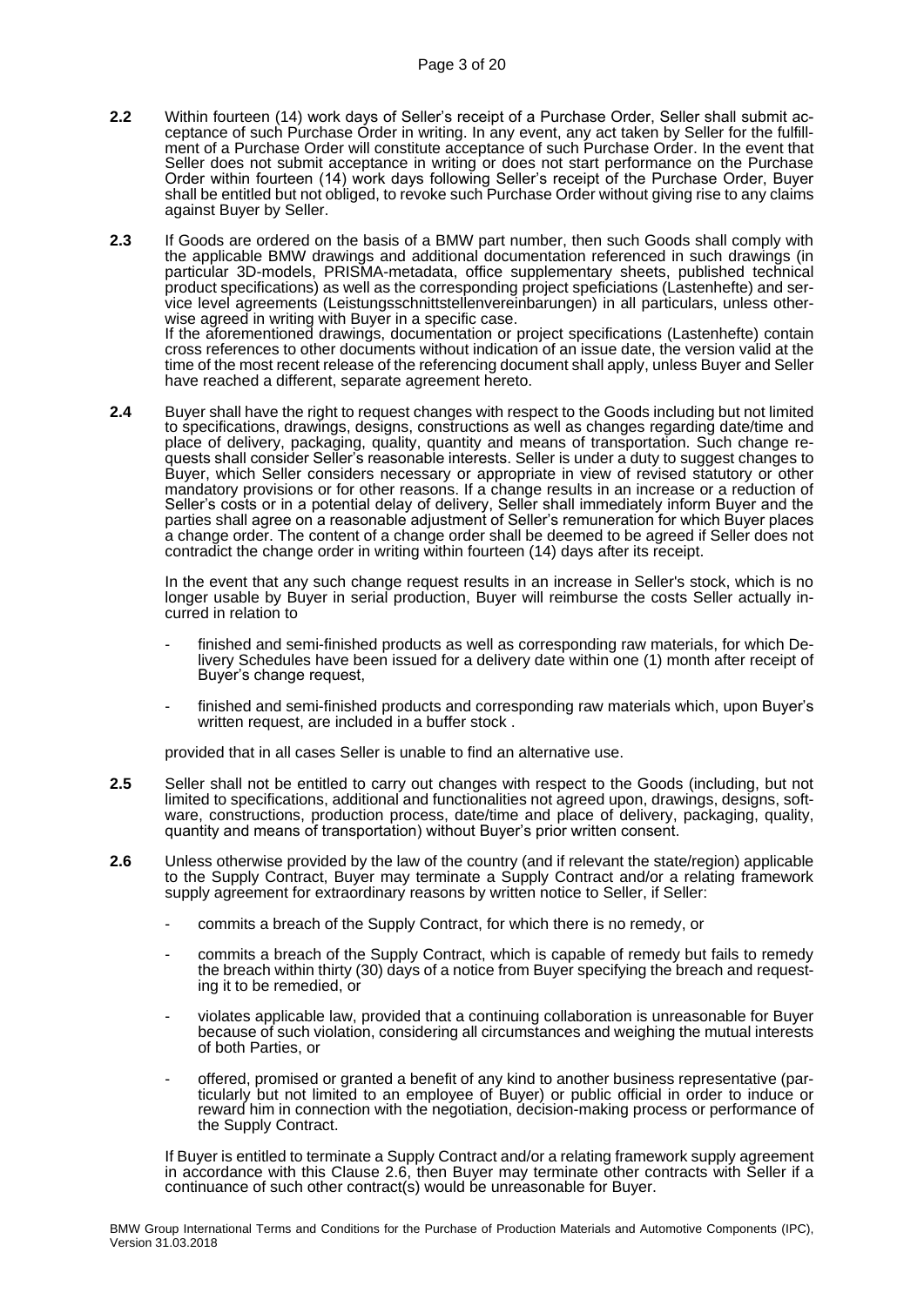**2.2** Within fourteen (14) work days of Seller's receipt of a Purchase Order, Seller shall submit acceptance of such Purchase Order in writing. In any event, any act taken by Seller for the fulfillment of a Purchase Order will constitute acceptance of such Purchase Order. In the event that Seller does not submit acceptance in writing or does not start performance on the Purchase Order within fourteen (14) work days following Seller's receipt of the Purchase Order, Buyer shall be entitled but not obliged, to revoke such Purchase Order without giving rise to any claims against Buyer by Seller.

**2.3** If Goods are ordered on the basis of a BMW part number, then such Goods shall comply with the applicable BMW drawings and additional documentation referenced in such drawings (in particular 3D-models, PRISMA-metadata, office supplementary sheets, published technical product specifications) as well as the corresponding project speficiations (Lastenhefte) and service level agreements (Leistungsschnittstellenvereinbarungen) in all particulars, unless otherwise agreed in writing with Buyer in a specific case.
If the aforementioned drawings, documentation or project specifications (Lastenhefte) contain cross references to other documents without indication of an issue date, the version valid at the time of the most recent release of the referencing document shall apply, unless Buyer and Seller have reached a different, separate agreement hereto.

**2.4** Buyer shall have the right to request changes with respect to the Goods including but not limited to specifications, drawings, designs, constructions as well as changes regarding date/time and place of delivery, packaging, quality, quantity and means of transportation. Such change requests shall consider Seller's reasonable interests. Seller is under a duty to suggest changes to Buyer, which Seller considers necessary or appropriate in view of revised statutory or other mandatory provisions or for other reasons. If a change results in an increase or a reduction of Seller's costs or in a potential delay of delivery, Seller shall immediately inform Buyer and the parties shall agree on a reasonable adjustment of Seller's remuneration for which Buyer places a change order. The content of a change order shall be deemed to be agreed if Seller does not contradict the change order in writing within fourteen (14) days after its receipt.

In the event that any such change request results in an increase in Seller's stock, which is no longer usable by Buyer in serial production, Buyer will reimburse the costs Seller actually incurred in relation to

- finished and semi-finished products as well as corresponding raw materials, for which Delivery Schedules have been issued for a delivery date within one (1) month after receipt of Buyer's change request,
- finished and semi-finished products and corresponding raw materials which, upon Buyer's written request, are included in a buffer stock .

provided that in all cases Seller is unable to find an alternative use.

**2.5** Seller shall not be entitled to carry out changes with respect to the Goods (including, but not limited to specifications, additional and functionalities not agreed upon, drawings, designs, software, constructions, production process, date/time and place of delivery, packaging, quality, quantity and means of transportation) without Buyer's prior written consent.

**2.6** Unless otherwise provided by the law of the country (and if relevant the state/region) applicable to the Supply Contract, Buyer may terminate a Supply Contract and/or a relating framework supply agreement for extraordinary reasons by written notice to Seller, if Seller:

- commits a breach of the Supply Contract, for which there is no remedy, or
- commits a breach of the Supply Contract, which is capable of remedy but fails to remedy the breach within thirty (30) days of a notice from Buyer specifying the breach and requesting it to be remedied, or
- violates applicable law, provided that a continuing collaboration is unreasonable for Buyer because of such violation, considering all circumstances and weighing the mutual interests of both Parties, or
- offered, promised or granted a benefit of any kind to another business representative (particularly but not limited to an employee of Buyer) or public official in order to induce or reward him in connection with the negotiation, decision-making process or performance of the Supply Contract.

If Buyer is entitled to terminate a Supply Contract and/or a relating framework supply agreement in accordance with this Clause 2.6, then Buyer may terminate other contracts with Seller if a continuance of such other contract(s) would be unreasonable for Buyer.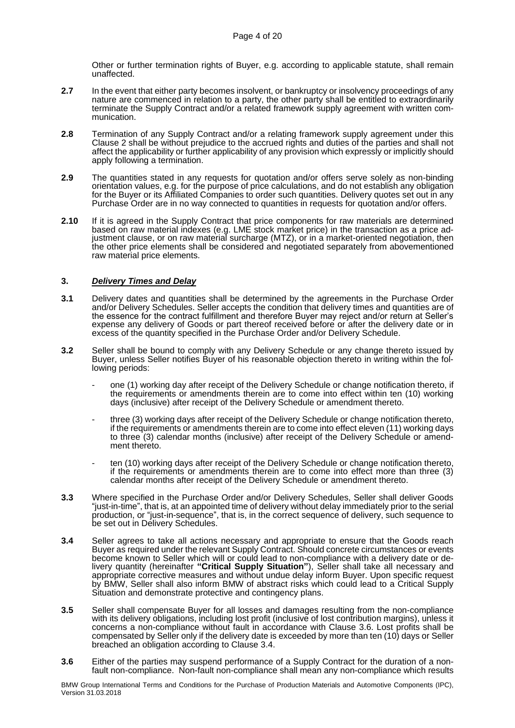Other or further termination rights of Buyer, e.g. according to applicable statute, shall remain unaffected.

**2.7** In the event that either party becomes insolvent, or bankruptcy or insolvency proceedings of any nature are commenced in relation to a party, the other party shall be entitled to extraordinarily terminate the Supply Contract and/or a related framework supply agreement with written communication.

**2.8** Termination of any Supply Contract and/or a relating framework supply agreement under this Clause 2 shall be without prejudice to the accrued rights and duties of the parties and shall not affect the applicability or further applicability of any provision which expressly or implicitly should apply following a termination.

**2.9** The quantities stated in any requests for quotation and/or offers serve solely as non-binding orientation values, e.g. for the purpose of price calculations, and do not establish any obligation for the Buyer or its Affiliated Companies to order such quantities. Delivery quotes set out in any Purchase Order are in no way connected to quantities in requests for quotation and/or offers.

**2.10** If it is agreed in the Supply Contract that price components for raw materials are determined based on raw material indexes (e.g. LME stock market price) in the transaction as a price adjustment clause, or on raw material surcharge (MTZ), or in a market-oriented negotiation, then the other price elements shall be considered and negotiated separately from abovementioned raw material price elements.

## 3. ***Delivery Times and Delay***

**3.1** Delivery dates and quantities shall be determined by the agreements in the Purchase Order and/or Delivery Schedules. Seller accepts the condition that delivery times and quantities are of the essence for the contract fulfillment and therefore Buyer may reject and/or return at Seller's expense any delivery of Goods or part thereof received before or after the delivery date or in excess of the quantity specified in the Purchase Order and/or Delivery Schedule.

**3.2** Seller shall be bound to comply with any Delivery Schedule or any change thereto issued by Buyer, unless Seller notifies Buyer of his reasonable objection thereto in writing within the following periods:

- one (1) working day after receipt of the Delivery Schedule or change notification thereto, if the requirements or amendments therein are to come into effect within ten (10) working days (inclusive) after receipt of the Delivery Schedule or amendment thereto.
- three (3) working days after receipt of the Delivery Schedule or change notification thereto, if the requirements or amendments therein are to come into effect eleven (11) working days to three (3) calendar months (inclusive) after receipt of the Delivery Schedule or amendment thereto.
- ten (10) working days after receipt of the Delivery Schedule or change notification thereto, if the requirements or amendments therein are to come into effect more than three (3) calendar months after receipt of the Delivery Schedule or amendment thereto.

**3.3** Where specified in the Purchase Order and/or Delivery Schedules, Seller shall deliver Goods "just-in-time", that is, at an appointed time of delivery without delay immediately prior to the serial production, or "just-in-sequence", that is, in the correct sequence of delivery, such sequence to be set out in Delivery Schedules.

**3.4** Seller agrees to take all actions necessary and appropriate to ensure that the Goods reach Buyer as required under the relevant Supply Contract. Should concrete circumstances or events become known to Seller which will or could lead to non-compliance with a delivery date or delivery quantity (hereinafter **"Critical Supply Situation"**), Seller shall take all necessary and appropriate corrective measures and without undue delay inform Buyer. Upon specific request by BMW, Seller shall also inform BMW of abstract risks which could lead to a Critical Supply Situation and demonstrate protective and contingency plans.

**3.5** Seller shall compensate Buyer for all losses and damages resulting from the non-compliance with its delivery obligations, including lost profit (inclusive of lost contribution margins), unless it concerns a non-compliance without fault in accordance with Clause 3.6. Lost profits shall be compensated by Seller only if the delivery date is exceeded by more than ten (10) days or Seller breached an obligation according to Clause 3.4.

**3.6** Either of the parties may suspend performance of a Supply Contract for the duration of a non-fault non-compliance. Non-fault non-compliance shall mean any non-compliance which results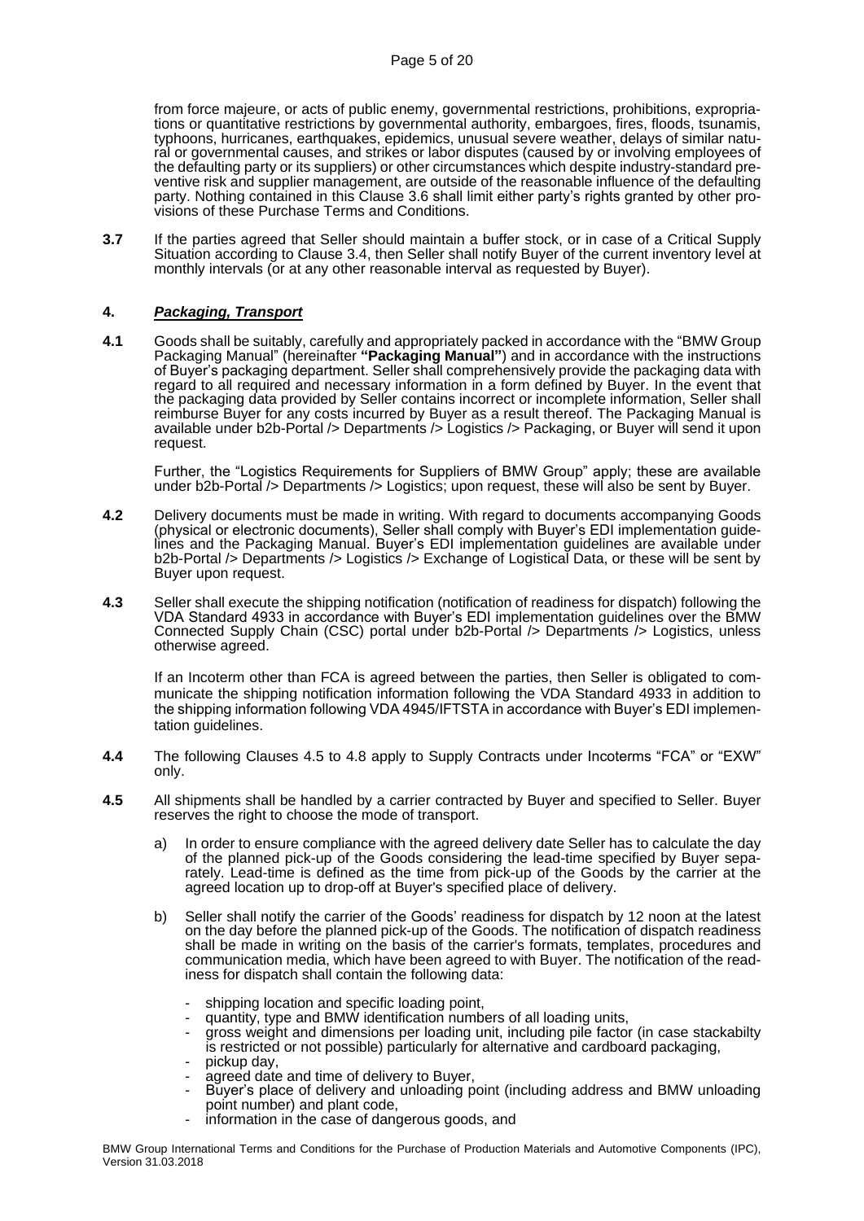from force majeure, or acts of public enemy, governmental restrictions, prohibitions, expropriations or quantitative restrictions by governmental authority, embargoes, fires, floods, tsunamis, typhoons, hurricanes, earthquakes, epidemics, unusual severe weather, delays of similar natural or governmental causes, and strikes or labor disputes (caused by or involving employees of the defaulting party or its suppliers) or other circumstances which despite industry-standard preventive risk and supplier management, are outside of the reasonable influence of the defaulting party. Nothing contained in this Clause 3.6 shall limit either party's rights granted by other provisions of these Purchase Terms and Conditions.

**3.7** If the parties agreed that Seller should maintain a buffer stock, or in case of a Critical Supply Situation according to Clause 3.4, then Seller shall notify Buyer of the current inventory level at monthly intervals (or at any other reasonable interval as requested by Buyer).

## 4. ***Packaging, Transport***

**4.1** Goods shall be suitably, carefully and appropriately packed in accordance with the "BMW Group Packaging Manual" (hereinafter **"Packaging Manual"**) and in accordance with the instructions of Buyer's packaging department. Seller shall comprehensively provide the packaging data with regard to all required and necessary information in a form defined by Buyer. In the event that the packaging data provided by Seller contains incorrect or incomplete information, Seller shall reimburse Buyer for any costs incurred by Buyer as a result thereof. The Packaging Manual is available under b2b-Portal /> Departments /> Logistics /> Packaging, or Buyer will send it upon request.

Further, the "Logistics Requirements for Suppliers of BMW Group" apply; these are available under b2b-Portal /> Departments /> Logistics; upon request, these will also be sent by Buyer.

**4.2** Delivery documents must be made in writing. With regard to documents accompanying Goods (physical or electronic documents), Seller shall comply with Buyer's EDI implementation guidelines and the Packaging Manual. Buyer's EDI implementation guidelines are available under b2b-Portal /> Departments /> Logistics /> Exchange of Logistical Data, or these will be sent by Buyer upon request.

**4.3** Seller shall execute the shipping notification (notification of readiness for dispatch) following the VDA Standard 4933 in accordance with Buyer's EDI implementation guidelines over the BMW Connected Supply Chain (CSC) portal under b2b-Portal /> Departments /> Logistics, unless otherwise agreed.

If an Incoterm other than FCA is agreed between the parties, then Seller is obligated to communicate the shipping notification information following the VDA Standard 4933 in addition to the shipping information following VDA 4945/IFTSTA in accordance with Buyer's EDI implementation guidelines.

**4.4** The following Clauses 4.5 to 4.8 apply to Supply Contracts under Incoterms "FCA" or "EXW" only.

**4.5** All shipments shall be handled by a carrier contracted by Buyer and specified to Seller. Buyer reserves the right to choose the mode of transport.

a) In order to ensure compliance with the agreed delivery date Seller has to calculate the day of the planned pick-up of the Goods considering the lead-time specified by Buyer separately. Lead-time is defined as the time from pick-up of the Goods by the carrier at the agreed location up to drop-off at Buyer's specified place of delivery.

b) Seller shall notify the carrier of the Goods' readiness for dispatch by 12 noon at the latest on the day before the planned pick-up of the Goods. The notification of dispatch readiness shall be made in writing on the basis of the carrier's formats, templates, procedures and communication media, which have been agreed to with Buyer. The notification of the readiness for dispatch shall contain the following data:

- shipping location and specific loading point,
- quantity, type and BMW identification numbers of all loading units,
- gross weight and dimensions per loading unit, including pile factor (in case stackabilty is restricted or not possible) particularly for alternative and cardboard packaging,
- pickup day,
- agreed date and time of delivery to Buyer,
- Buyer's place of delivery and unloading point (including address and BMW unloading point number) and plant code,
- information in the case of dangerous goods, and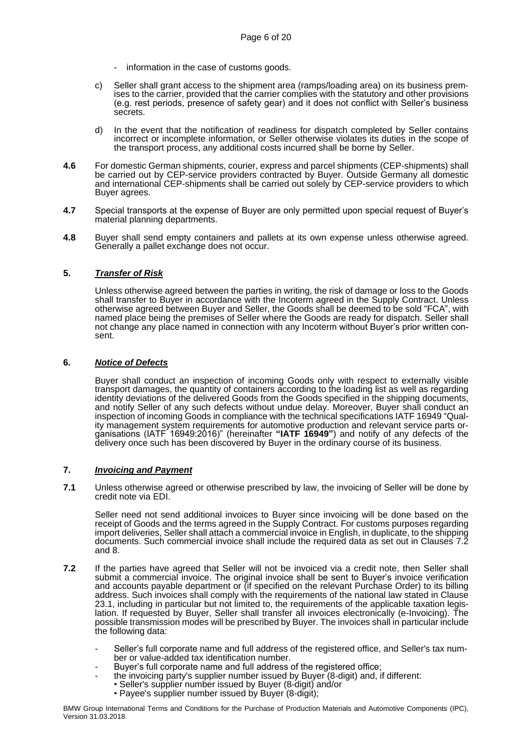- information in the case of customs goods.

c) Seller shall grant access to the shipment area (ramps/loading area) on its business premises to the carrier, provided that the carrier complies with the statutory and other provisions (e.g. rest periods, presence of safety gear) and it does not conflict with Seller's business secrets.

d) In the event that the notification of readiness for dispatch completed by Seller contains incorrect or incomplete information, or Seller otherwise violates its duties in the scope of the transport process, any additional costs incurred shall be borne by Seller.

**4.6** For domestic German shipments, courier, express and parcel shipments (CEP-shipments) shall be carried out by CEP-service providers contracted by Buyer. Outside Germany all domestic and international CEP-shipments shall be carried out solely by CEP-service providers to which Buyer agrees.

**4.7** Special transports at the expense of Buyer are only permitted upon special request of Buyer's material planning departments.

**4.8** Buyer shall send empty containers and pallets at its own expense unless otherwise agreed. Generally a pallet exchange does not occur.

## 5. ***Transfer of Risk***

Unless otherwise agreed between the parties in writing, the risk of damage or loss to the Goods shall transfer to Buyer in accordance with the Incoterm agreed in the Supply Contract. Unless otherwise agreed between Buyer and Seller, the Goods shall be deemed to be sold "FCA", with named place being the premises of Seller where the Goods are ready for dispatch. Seller shall not change any place named in connection with any Incoterm without Buyer's prior written consent.

## 6. ***Notice of Defects***

Buyer shall conduct an inspection of incoming Goods only with respect to externally visible transport damages, the quantity of containers according to the loading list as well as regarding identity deviations of the delivered Goods from the Goods specified in the shipping documents, and notify Seller of any such defects without undue delay. Moreover, Buyer shall conduct an inspection of incoming Goods in compliance with the technical specifications IATF 16949 "Quality management system requirements for automotive production and relevant service parts organisations (IATF 16949:2016)" (hereinafter **"IATF 16949"**) and notify of any defects of the delivery once such has been discovered by Buyer in the ordinary course of its business.

## 7. ***Invoicing and Payment***

**7.1** Unless otherwise agreed or otherwise prescribed by law, the invoicing of Seller will be done by credit note via EDI.

Seller need not send additional invoices to Buyer since invoicing will be done based on the receipt of Goods and the terms agreed in the Supply Contract. For customs purposes regarding import deliveries, Seller shall attach a commercial invoice in English, in duplicate, to the shipping documents. Such commercial invoice shall include the required data as set out in Clauses 7.2 and 8.

**7.2** If the parties have agreed that Seller will not be invoiced via a credit note, then Seller shall submit a commercial invoice. The original invoice shall be sent to Buyer's invoice verification and accounts payable department or (if specified on the relevant Purchase Order) to its billing address. Such invoices shall comply with the requirements of the national law stated in Clause 23.1, including in particular but not limited to, the requirements of the applicable taxation legislation. If requested by Buyer, Seller shall transfer all invoices electronically (e-Invoicing). The possible transmission modes will be prescribed by Buyer. The invoices shall in particular include the following data:

- Seller's full corporate name and full address of the registered office, and Seller's tax number or value-added tax identification number.
- Buyer's full corporate name and full address of the registered office;
- the invoicing party's supplier number issued by Buyer (8-digit) and, if different:
  - Seller's supplier number issued by Buyer (8-digit) and/or
  - Payee's supplier number issued by Buyer (8-digit);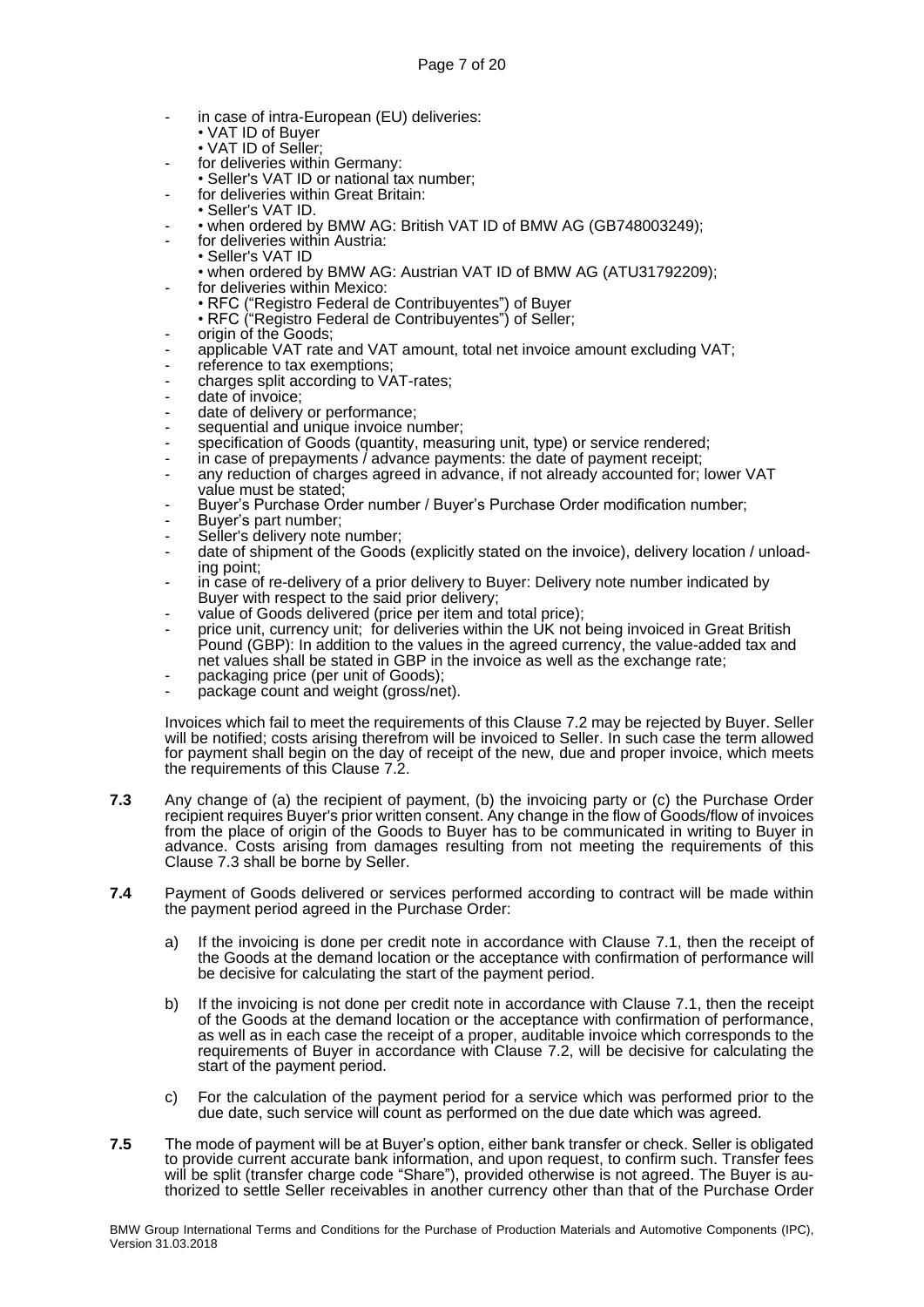- in case of intra-European (EU) deliveries:
  - • VAT ID of Buyer
  - • VAT ID of Seller;
- for deliveries within Germany:
  - • Seller's VAT ID or national tax number;
- for deliveries within Great Britain:
  - • Seller's VAT ID.
- • when ordered by BMW AG: British VAT ID of BMW AG (GB748003249);
- for deliveries within Austria:
  - • Seller's VAT ID
  - • when ordered by BMW AG: Austrian VAT ID of BMW AG (ATU31792209);
- for deliveries within Mexico:
  - • RFC ("Registro Federal de Contribuyentes") of Buyer
  - • RFC ("Registro Federal de Contribuyentes") of Seller;
- origin of the Goods;
- applicable VAT rate and VAT amount, total net invoice amount excluding VAT;
- reference to tax exemptions;
- charges split according to VAT-rates;
- date of invoice;
- date of delivery or performance;
- sequential and unique invoice number;
- specification of Goods (quantity, measuring unit, type) or service rendered;
- in case of prepayments / advance payments: the date of payment receipt;
- any reduction of charges agreed in advance, if not already accounted for; lower VAT value must be stated;
- Buyer's Purchase Order number / Buyer's Purchase Order modification number;
- Buyer's part number;
- Seller's delivery note number;
- date of shipment of the Goods (explicitly stated on the invoice), delivery location / unloading point;
- in case of re-delivery of a prior delivery to Buyer: Delivery note number indicated by Buyer with respect to the said prior delivery;
- value of Goods delivered (price per item and total price);
- price unit, currency unit; for deliveries within the UK not being invoiced in Great British Pound (GBP): In addition to the values in the agreed currency, the value-added tax and net values shall be stated in GBP in the invoice as well as the exchange rate;
- packaging price (per unit of Goods);
- package count and weight (gross/net).

Invoices which fail to meet the requirements of this Clause 7.2 may be rejected by Buyer. Seller will be notified; costs arising therefrom will be invoiced to Seller. In such case the term allowed for payment shall begin on the day of receipt of the new, due and proper invoice, which meets the requirements of this Clause 7.2.

**7.3** Any change of (a) the recipient of payment, (b) the invoicing party or (c) the Purchase Order recipient requires Buyer's prior written consent. Any change in the flow of Goods/flow of invoices from the place of origin of the Goods to Buyer has to be communicated in writing to Buyer in advance. Costs arising from damages resulting from not meeting the requirements of this Clause 7.3 shall be borne by Seller.

**7.4** Payment of Goods delivered or services performed according to contract will be made within the payment period agreed in the Purchase Order:

a) If the invoicing is done per credit note in accordance with Clause 7.1, then the receipt of the Goods at the demand location or the acceptance with confirmation of performance will be decisive for calculating the start of the payment period.

b) If the invoicing is not done per credit note in accordance with Clause 7.1, then the receipt of the Goods at the demand location or the acceptance with confirmation of performance, as well as in each case the receipt of a proper, auditable invoice which corresponds to the requirements of Buyer in accordance with Clause 7.2, will be decisive for calculating the start of the payment period.

c) For the calculation of the payment period for a service which was performed prior to the due date, such service will count as performed on the due date which was agreed.

**7.5** The mode of payment will be at Buyer's option, either bank transfer or check. Seller is obligated to provide current accurate bank information, and upon request, to confirm such. Transfer fees will be split (transfer charge code "Share"), provided otherwise is not agreed. The Buyer is authorized to settle Seller receivables in another currency other than that of the Purchase Order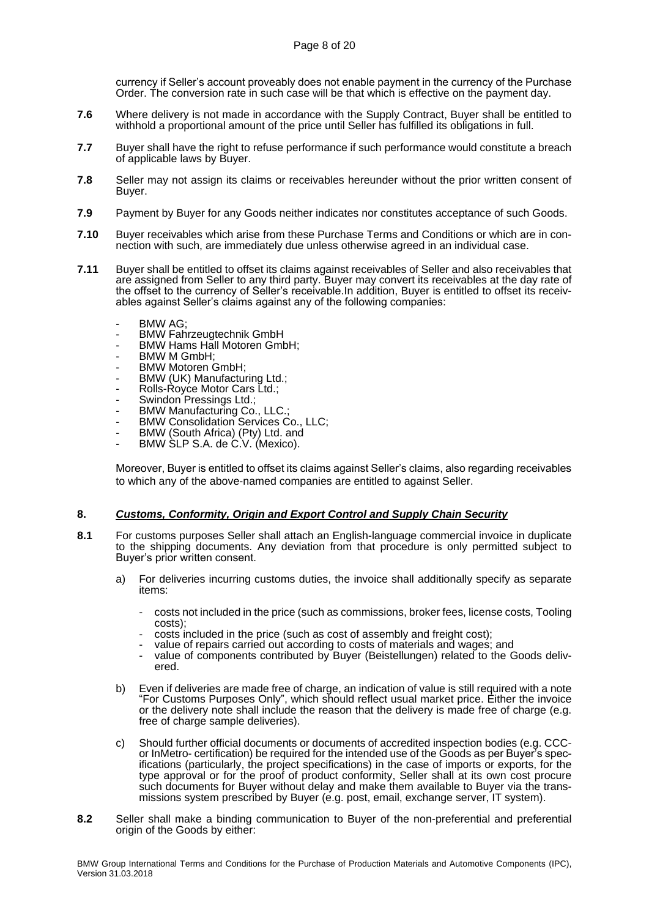currency if Seller's account proveably does not enable payment in the currency of the Purchase Order. The conversion rate in such case will be that which is effective on the payment day.

**7.6** Where delivery is not made in accordance with the Supply Contract, Buyer shall be entitled to withhold a proportional amount of the price until Seller has fulfilled its obligations in full.

**7.7** Buyer shall have the right to refuse performance if such performance would constitute a breach of applicable laws by Buyer.

**7.8** Seller may not assign its claims or receivables hereunder without the prior written consent of Buyer.

**7.9** Payment by Buyer for any Goods neither indicates nor constitutes acceptance of such Goods.

**7.10** Buyer receivables which arise from these Purchase Terms and Conditions or which are in connection with such, are immediately due unless otherwise agreed in an individual case.

**7.11** Buyer shall be entitled to offset its claims against receivables of Seller and also receivables that are assigned from Seller to any third party. Buyer may convert its receivables at the day rate of the offset to the currency of Seller's receivable.In addition, Buyer is entitled to offset its receivables against Seller's claims against any of the following companies:

- BMW AG;
- BMW Fahrzeugtechnik GmbH
- BMW Hams Hall Motoren GmbH;
- BMW M GmbH;
- BMW Motoren GmbH;
- BMW (UK) Manufacturing Ltd.;
- Rolls-Royce Motor Cars Ltd.;
- Swindon Pressings Ltd.;
- BMW Manufacturing Co., LLC.;
- BMW Consolidation Services Co., LLC;
- BMW (South Africa) (Pty) Ltd. and
- BMW SLP S.A. de C.V. (Mexico).

Moreover, Buyer is entitled to offset its claims against Seller's claims, also regarding receivables to which any of the above-named companies are entitled to against Seller.

## 8. *Customs, Conformity, Origin and Export Control and Supply Chain Security*

**8.1** For customs purposes Seller shall attach an English-language commercial invoice in duplicate to the shipping documents. Any deviation from that procedure is only permitted subject to Buyer's prior written consent.

a) For deliveries incurring customs duties, the invoice shall additionally specify as separate items:

- costs not included in the price (such as commissions, broker fees, license costs, Tooling costs);
- costs included in the price (such as cost of assembly and freight cost);
- value of repairs carried out according to costs of materials and wages; and
- value of components contributed by Buyer (Beistellungen) related to the Goods delivered.

b) Even if deliveries are made free of charge, an indication of value is still required with a note "For Customs Purposes Only", which should reflect usual market price. Either the invoice or the delivery note shall include the reason that the delivery is made free of charge (e.g. free of charge sample deliveries).

c) Should further official documents or documents of accredited inspection bodies (e.g. CCC- or InMetro- certification) be required for the intended use of the Goods as per Buyer's specifications (particularly, the project specifications) in the case of imports or exports, for the type approval or for the proof of product conformity, Seller shall at its own cost procure such documents for Buyer without delay and make them available to Buyer via the transmissions system prescribed by Buyer (e.g. post, email, exchange server, IT system).

**8.2** Seller shall make a binding communication to Buyer of the non-preferential and preferential origin of the Goods by either: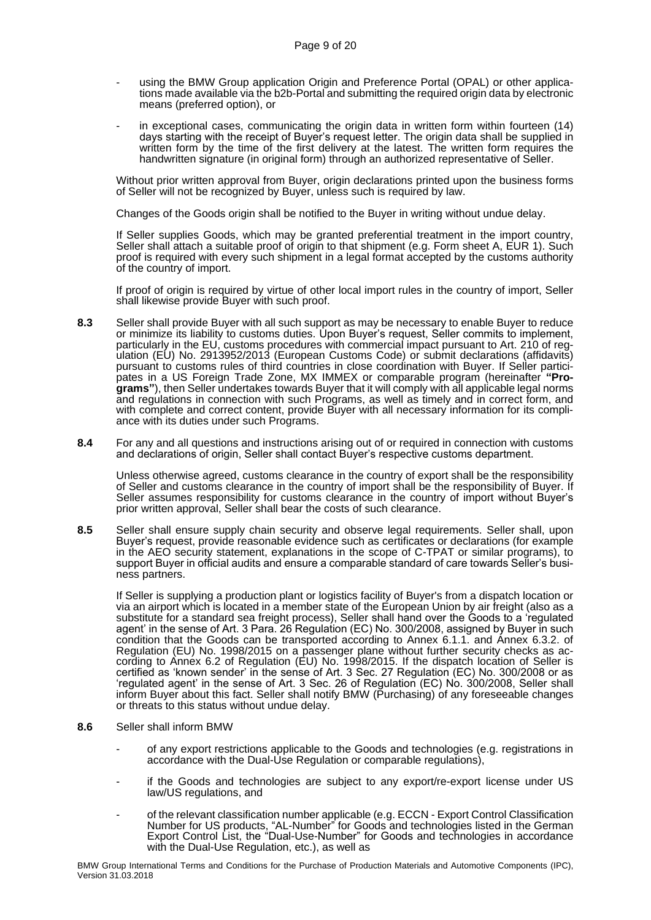- using the BMW Group application Origin and Preference Portal (OPAL) or other applications made available via the b2b-Portal and submitting the required origin data by electronic means (preferred option), or
- in exceptional cases, communicating the origin data in written form within fourteen (14) days starting with the receipt of Buyer's request letter. The origin data shall be supplied in written form by the time of the first delivery at the latest. The written form requires the handwritten signature (in original form) through an authorized representative of Seller.

Without prior written approval from Buyer, origin declarations printed upon the business forms of Seller will not be recognized by Buyer, unless such is required by law.

Changes of the Goods origin shall be notified to the Buyer in writing without undue delay.

If Seller supplies Goods, which may be granted preferential treatment in the import country, Seller shall attach a suitable proof of origin to that shipment (e.g. Form sheet A, EUR 1). Such proof is required with every such shipment in a legal format accepted by the customs authority of the country of import.

If proof of origin is required by virtue of other local import rules in the country of import, Seller shall likewise provide Buyer with such proof.

**8.3** Seller shall provide Buyer with all such support as may be necessary to enable Buyer to reduce or minimize its liability to customs duties. Upon Buyer's request, Seller commits to implement, particularly in the EU, customs procedures with commercial impact pursuant to Art. 210 of regulation (EU) No. 2913952/2013 (European Customs Code) or submit declarations (affidavits) pursuant to customs rules of third countries in close coordination with Buyer. If Seller participates in a US Foreign Trade Zone, MX IMMEX or comparable program (hereinafter **"Programs"**), then Seller undertakes towards Buyer that it will comply with all applicable legal norms and regulations in connection with such Programs, as well as timely and in correct form, and with complete and correct content, provide Buyer with all necessary information for its compliance with its duties under such Programs.

**8.4** For any and all questions and instructions arising out of or required in connection with customs and declarations of origin, Seller shall contact Buyer's respective customs department.

Unless otherwise agreed, customs clearance in the country of export shall be the responsibility of Seller and customs clearance in the country of import shall be the responsibility of Buyer. If Seller assumes responsibility for customs clearance in the country of import without Buyer's prior written approval, Seller shall bear the costs of such clearance.

**8.5** Seller shall ensure supply chain security and observe legal requirements. Seller shall, upon Buyer's request, provide reasonable evidence such as certificates or declarations (for example in the AEO security statement, explanations in the scope of C-TPAT or similar programs), to support Buyer in official audits and ensure a comparable standard of care towards Seller's business partners.

If Seller is supplying a production plant or logistics facility of Buyer's from a dispatch location or via an airport which is located in a member state of the European Union by air freight (also as a substitute for a standard sea freight process), Seller shall hand over the Goods to a 'regulated agent' in the sense of Art. 3 Para. 26 Regulation (EC) No. 300/2008, assigned by Buyer in such condition that the Goods can be transported according to Annex 6.1.1. and Annex 6.3.2. of Regulation (EU) No. 1998/2015 on a passenger plane without further security checks as according to Annex 6.2 of Regulation (EU) No. 1998/2015. If the dispatch location of Seller is certified as 'known sender' in the sense of Art. 3 Sec. 27 Regulation (EC) No. 300/2008 or as 'regulated agent' in the sense of Art. 3 Sec. 26 of Regulation (EC) No. 300/2008, Seller shall inform Buyer about this fact. Seller shall notify BMW (Purchasing) of any foreseeable changes or threats to this status without undue delay.

**8.6** Seller shall inform BMW

- of any export restrictions applicable to the Goods and technologies (e.g. registrations in accordance with the Dual-Use Regulation or comparable regulations),
- if the Goods and technologies are subject to any export/re-export license under US law/US regulations, and
- of the relevant classification number applicable (e.g. ECCN - Export Control Classification Number for US products, "AL-Number" for Goods and technologies listed in the German Export Control List, the "Dual-Use-Number" for Goods and technologies in accordance with the Dual-Use Regulation, etc.), as well as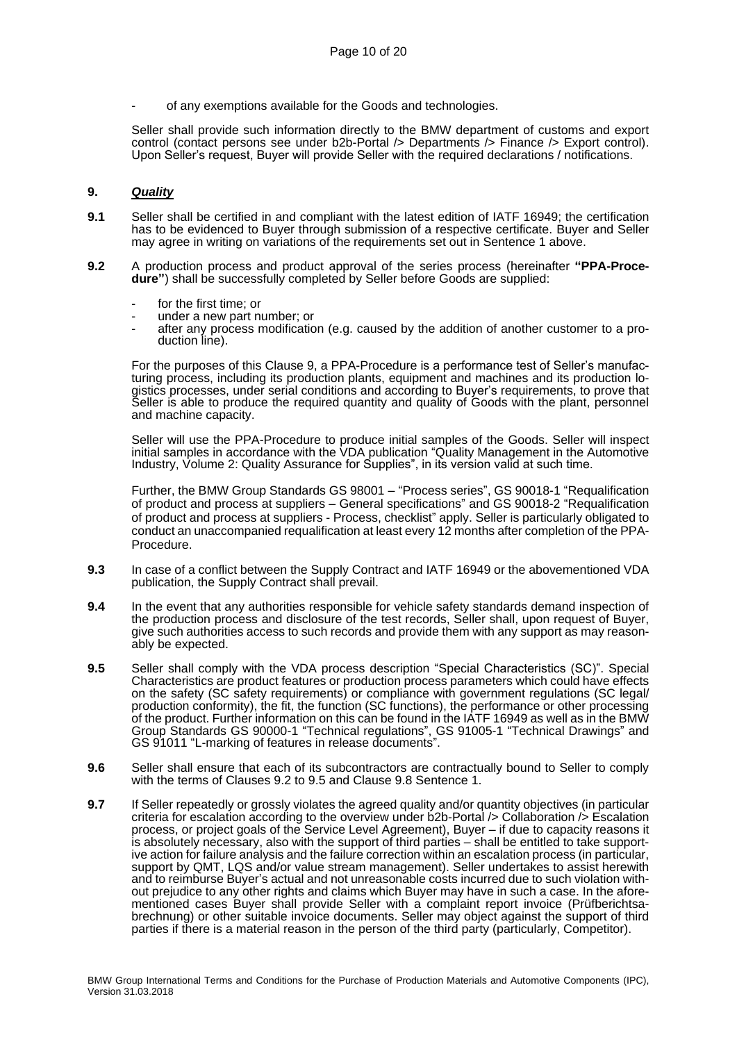- of any exemptions available for the Goods and technologies.

Seller shall provide such information directly to the BMW department of customs and export control (contact persons see under b2b-Portal /> Departments /> Finance /> Export control). Upon Seller's request, Buyer will provide Seller with the required declarations / notifications.

## 9. ***Quality***

**9.1** Seller shall be certified in and compliant with the latest edition of IATF 16949; the certification has to be evidenced to Buyer through submission of a respective certificate. Buyer and Seller may agree in writing on variations of the requirements set out in Sentence 1 above.

**9.2** A production process and product approval of the series process (hereinafter **"PPA-Procedure"**) shall be successfully completed by Seller before Goods are supplied:

- for the first time; or
- under a new part number; or
- after any process modification (e.g. caused by the addition of another customer to a production line).

For the purposes of this Clause 9, a PPA-Procedure is a performance test of Seller's manufacturing process, including its production plants, equipment and machines and its production logistics processes, under serial conditions and according to Buyer's requirements, to prove that Seller is able to produce the required quantity and quality of Goods with the plant, personnel and machine capacity.

Seller will use the PPA-Procedure to produce initial samples of the Goods. Seller will inspect initial samples in accordance with the VDA publication "Quality Management in the Automotive Industry, Volume 2: Quality Assurance for Supplies", in its version valid at such time.

Further, the BMW Group Standards GS 98001 – "Process series", GS 90018-1 "Requalification of product and process at suppliers – General specifications" and GS 90018-2 "Requalification of product and process at suppliers - Process, checklist" apply. Seller is particularly obligated to conduct an unaccompanied requalification at least every 12 months after completion of the PPA-Procedure.

**9.3** In case of a conflict between the Supply Contract and IATF 16949 or the abovementioned VDA publication, the Supply Contract shall prevail.

**9.4** In the event that any authorities responsible for vehicle safety standards demand inspection of the production process and disclosure of the test records, Seller shall, upon request of Buyer, give such authorities access to such records and provide them with any support as may reasonably be expected.

**9.5** Seller shall comply with the VDA process description "Special Characteristics (SC)". Special Characteristics are product features or production process parameters which could have effects on the safety (SC safety requirements) or compliance with government regulations (SC legal/ production conformity), the fit, the function (SC functions), the performance or other processing of the product. Further information on this can be found in the IATF 16949 as well as in the BMW Group Standards GS 90000-1 "Technical regulations", GS 91005-1 "Technical Drawings" and GS 91011 "L-marking of features in release documents".

**9.6** Seller shall ensure that each of its subcontractors are contractually bound to Seller to comply with the terms of Clauses 9.2 to 9.5 and Clause 9.8 Sentence 1.

**9.7** If Seller repeatedly or grossly violates the agreed quality and/or quantity objectives (in particular criteria for escalation according to the overview under b2b-Portal /> Collaboration /> Escalation process, or project goals of the Service Level Agreement), Buyer – if due to capacity reasons it is absolutely necessary, also with the support of third parties – shall be entitled to take supportive action for failure analysis and the failure correction within an escalation process (in particular, support by QMT, LQS and/or value stream management). Seller undertakes to assist herewith and to reimburse Buyer's actual and not unreasonable costs incurred due to such violation without prejudice to any other rights and claims which Buyer may have in such a case. In the aforementioned cases Buyer shall provide Seller with a complaint report invoice (Prüfberichtsabrechnung) or other suitable invoice documents. Seller may object against the support of third parties if there is a material reason in the person of the third party (particularly, Competitor).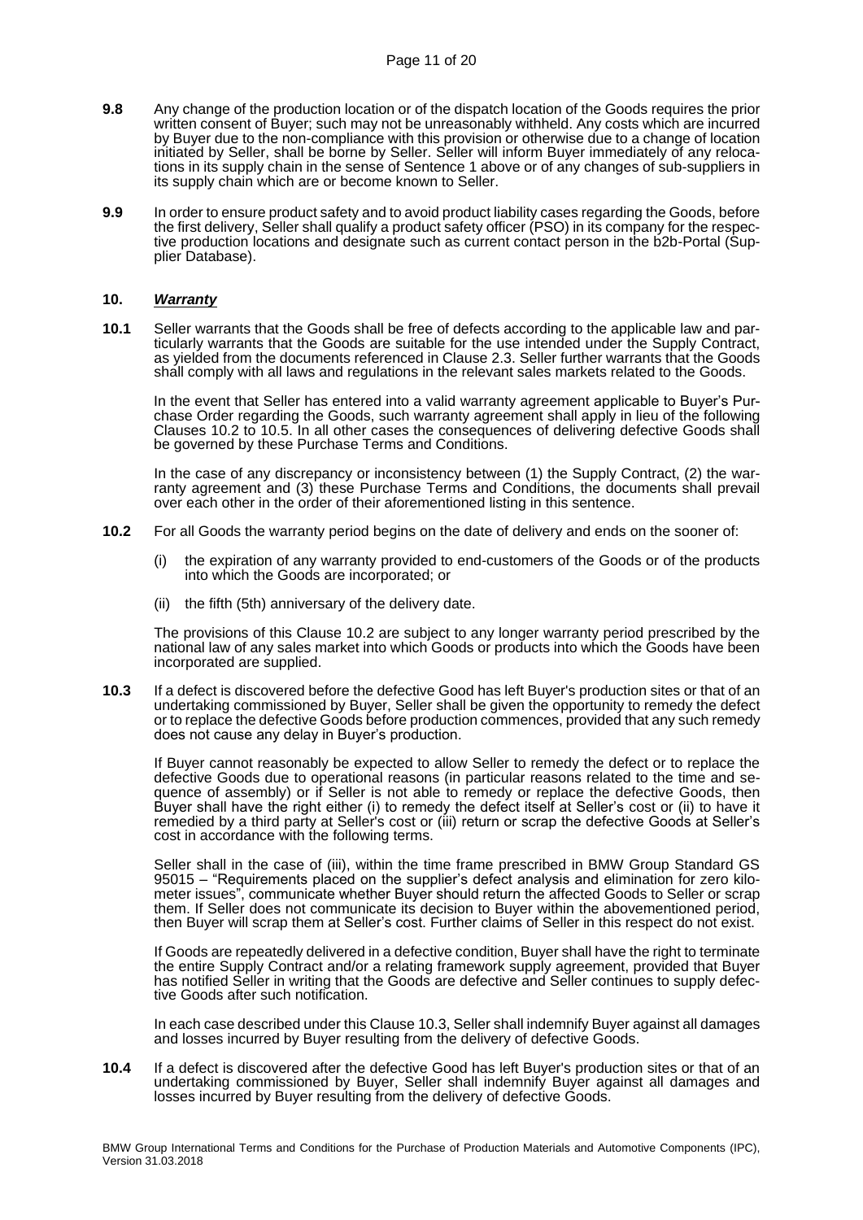**9.8** Any change of the production location or of the dispatch location of the Goods requires the prior written consent of Buyer; such may not be unreasonably withheld. Any costs which are incurred by Buyer due to the non-compliance with this provision or otherwise due to a change of location initiated by Seller, shall be borne by Seller. Seller will inform Buyer immediately of any relocations in its supply chain in the sense of Sentence 1 above or of any changes of sub-suppliers in its supply chain which are or become known to Seller.

**9.9** In order to ensure product safety and to avoid product liability cases regarding the Goods, before the first delivery, Seller shall qualify a product safety officer (PSO) in its company for the respective production locations and designate such as current contact person in the b2b-Portal (Supplier Database).

## 10. ***Warranty***

**10.1** Seller warrants that the Goods shall be free of defects according to the applicable law and particularly warrants that the Goods are suitable for the use intended under the Supply Contract, as yielded from the documents referenced in Clause 2.3. Seller further warrants that the Goods shall comply with all laws and regulations in the relevant sales markets related to the Goods.

In the event that Seller has entered into a valid warranty agreement applicable to Buyer's Purchase Order regarding the Goods, such warranty agreement shall apply in lieu of the following Clauses 10.2 to 10.5. In all other cases the consequences of delivering defective Goods shall be governed by these Purchase Terms and Conditions.

In the case of any discrepancy or inconsistency between (1) the Supply Contract, (2) the warranty agreement and (3) these Purchase Terms and Conditions, the documents shall prevail over each other in the order of their aforementioned listing in this sentence.

**10.2** For all Goods the warranty period begins on the date of delivery and ends on the sooner of:

(i) the expiration of any warranty provided to end-customers of the Goods or of the products into which the Goods are incorporated; or

(ii) the fifth (5th) anniversary of the delivery date.

The provisions of this Clause 10.2 are subject to any longer warranty period prescribed by the national law of any sales market into which Goods or products into which the Goods have been incorporated are supplied.

**10.3** If a defect is discovered before the defective Good has left Buyer's production sites or that of an undertaking commissioned by Buyer, Seller shall be given the opportunity to remedy the defect or to replace the defective Goods before production commences, provided that any such remedy does not cause any delay in Buyer's production.

If Buyer cannot reasonably be expected to allow Seller to remedy the defect or to replace the defective Goods due to operational reasons (in particular reasons related to the time and sequence of assembly) or if Seller is not able to remedy or replace the defective Goods, then Buyer shall have the right either (i) to remedy the defect itself at Seller's cost or (ii) to have it remedied by a third party at Seller's cost or (iii) return or scrap the defective Goods at Seller's cost in accordance with the following terms.

Seller shall in the case of (iii), within the time frame prescribed in BMW Group Standard GS 95015 – "Requirements placed on the supplier's defect analysis and elimination for zero kilometer issues", communicate whether Buyer should return the affected Goods to Seller or scrap them. If Seller does not communicate its decision to Buyer within the abovementioned period, then Buyer will scrap them at Seller's cost. Further claims of Seller in this respect do not exist.

If Goods are repeatedly delivered in a defective condition, Buyer shall have the right to terminate the entire Supply Contract and/or a relating framework supply agreement, provided that Buyer has notified Seller in writing that the Goods are defective and Seller continues to supply defective Goods after such notification.

In each case described under this Clause 10.3, Seller shall indemnify Buyer against all damages and losses incurred by Buyer resulting from the delivery of defective Goods.

**10.4** If a defect is discovered after the defective Good has left Buyer's production sites or that of an undertaking commissioned by Buyer, Seller shall indemnify Buyer against all damages and losses incurred by Buyer resulting from the delivery of defective Goods.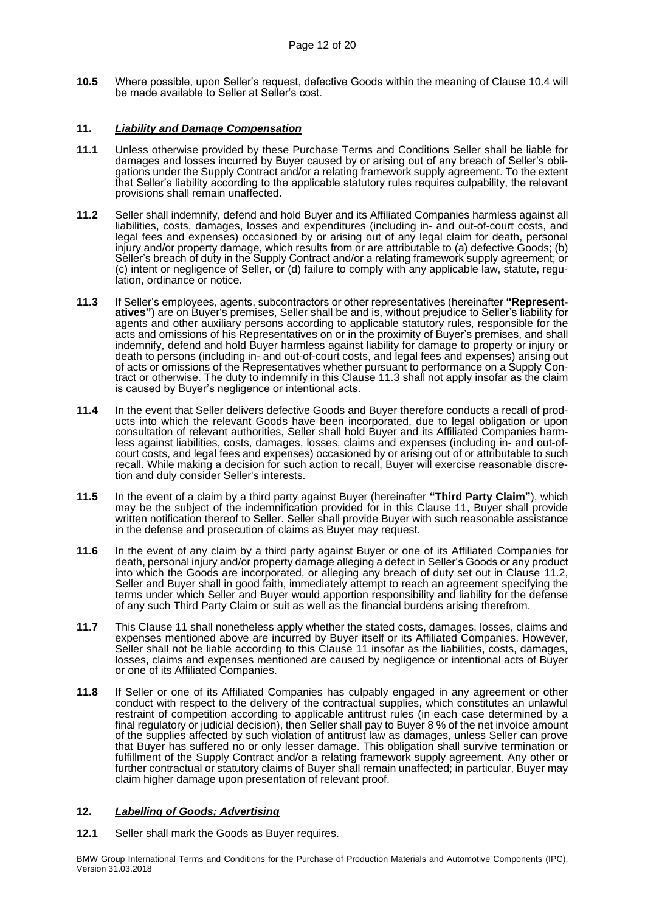**10.5** Where possible, upon Seller's request, defective Goods within the meaning of Clause 10.4 will be made available to Seller at Seller's cost.

## 11. ***Liability and Damage Compensation***

**11.1** Unless otherwise provided by these Purchase Terms and Conditions Seller shall be liable for damages and losses incurred by Buyer caused by or arising out of any breach of Seller's obligations under the Supply Contract and/or a relating framework supply agreement. To the extent that Seller's liability according to the applicable statutory rules requires culpability, the relevant provisions shall remain unaffected.

**11.2** Seller shall indemnify, defend and hold Buyer and its Affiliated Companies harmless against all liabilities, costs, damages, losses and expenditures (including in- and out-of-court costs, and legal fees and expenses) occasioned by or arising out of any legal claim for death, personal injury and/or property damage, which results from or are attributable to (a) defective Goods; (b) Seller's breach of duty in the Supply Contract and/or a relating framework supply agreement; or (c) intent or negligence of Seller, or (d) failure to comply with any applicable law, statute, regulation, ordinance or notice.

**11.3** If Seller's employees, agents, subcontractors or other representatives (hereinafter **"Representatives"**) are on Buyer's premises, Seller shall be and is, without prejudice to Seller's liability for agents and other auxiliary persons according to applicable statutory rules, responsible for the acts and omissions of his Representatives on or in the proximity of Buyer's premises, and shall indemnify, defend and hold Buyer harmless against liability for damage to property or injury or death to persons (including in- and out-of-court costs, and legal fees and expenses) arising out of acts or omissions of the Representatives whether pursuant to performance on a Supply Contract or otherwise. The duty to indemnify in this Clause 11.3 shall not apply insofar as the claim is caused by Buyer's negligence or intentional acts.

**11.4** In the event that Seller delivers defective Goods and Buyer therefore conducts a recall of products into which the relevant Goods have been incorporated, due to legal obligation or upon consultation of relevant authorities, Seller shall hold Buyer and its Affiliated Companies harmless against liabilities, costs, damages, losses, claims and expenses (including in- and out-of-court costs, and legal fees and expenses) occasioned by or arising out of or attributable to such recall. While making a decision for such action to recall, Buyer will exercise reasonable discretion and duly consider Seller's interests.

**11.5** In the event of a claim by a third party against Buyer (hereinafter **"Third Party Claim"**), which may be the subject of the indemnification provided for in this Clause 11, Buyer shall provide written notification thereof to Seller. Seller shall provide Buyer with such reasonable assistance in the defense and prosecution of claims as Buyer may request.

**11.6** In the event of any claim by a third party against Buyer or one of its Affiliated Companies for death, personal injury and/or property damage alleging a defect in Seller's Goods or any product into which the Goods are incorporated, or alleging any breach of duty set out in Clause 11.2, Seller and Buyer shall in good faith, immediately attempt to reach an agreement specifying the terms under which Seller and Buyer would apportion responsibility and liability for the defense of any such Third Party Claim or suit as well as the financial burdens arising therefrom.

**11.7** This Clause 11 shall nonetheless apply whether the stated costs, damages, losses, claims and expenses mentioned above are incurred by Buyer itself or its Affiliated Companies. However, Seller shall not be liable according to this Clause 11 insofar as the liabilities, costs, damages, losses, claims and expenses mentioned are caused by negligence or intentional acts of Buyer or one of its Affiliated Companies.

**11.8** If Seller or one of its Affiliated Companies has culpably engaged in any agreement or other conduct with respect to the delivery of the contractual supplies, which constitutes an unlawful restraint of competition according to applicable antitrust rules (in each case determined by a final regulatory or judicial decision), then Seller shall pay to Buyer 8 % of the net invoice amount of the supplies affected by such violation of antitrust law as damages, unless Seller can prove that Buyer has suffered no or only lesser damage. This obligation shall survive termination or fulfillment of the Supply Contract and/or a relating framework supply agreement. Any other or further contractual or statutory claims of Buyer shall remain unaffected; in particular, Buyer may claim higher damage upon presentation of relevant proof.

## 12. ***Labelling of Goods; Advertising***

**12.1** Seller shall mark the Goods as Buyer requires.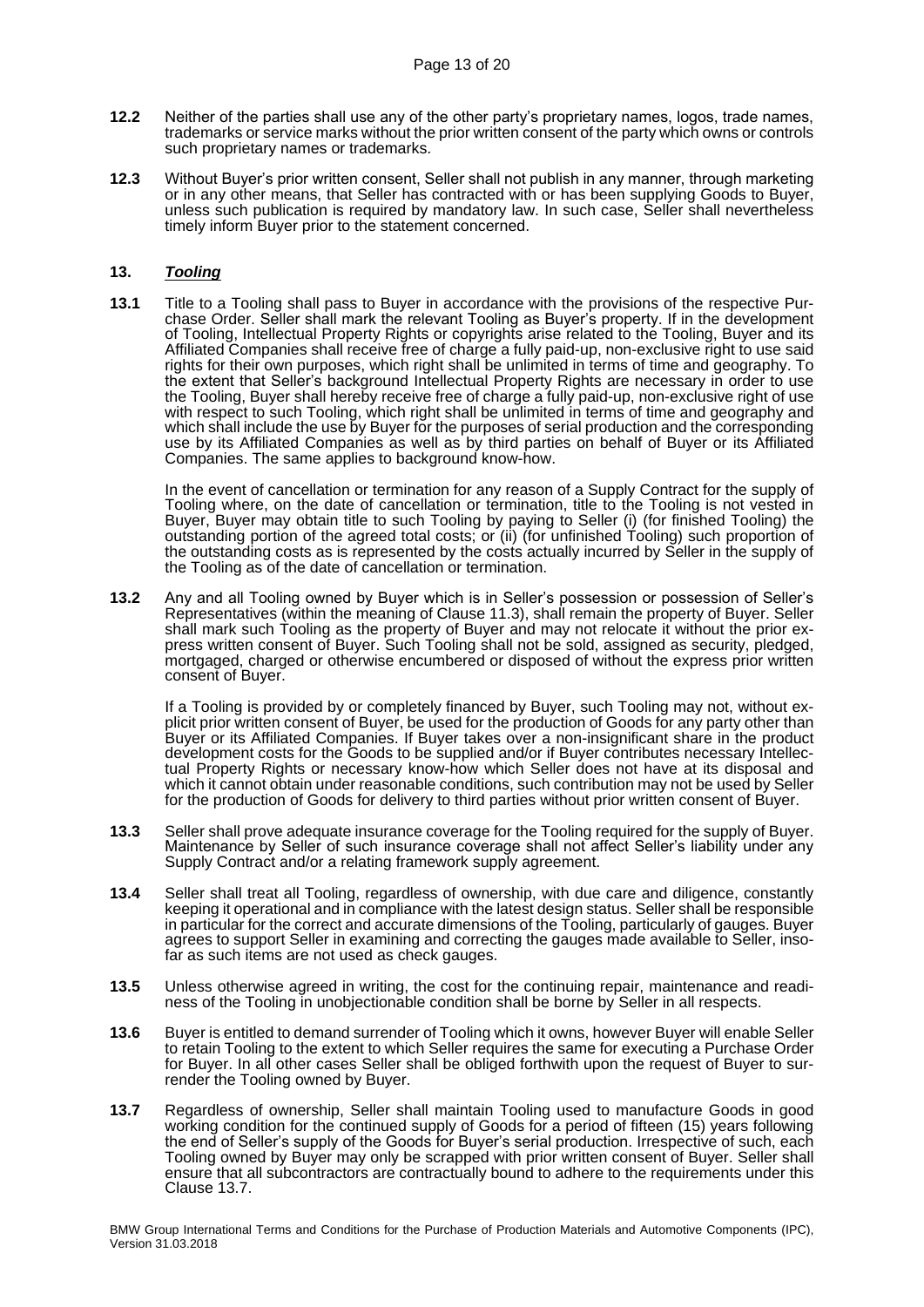**12.2** Neither of the parties shall use any of the other party's proprietary names, logos, trade names, trademarks or service marks without the prior written consent of the party which owns or controls such proprietary names or trademarks.

**12.3** Without Buyer's prior written consent, Seller shall not publish in any manner, through marketing or in any other means, that Seller has contracted with or has been supplying Goods to Buyer, unless such publication is required by mandatory law. In such case, Seller shall nevertheless timely inform Buyer prior to the statement concerned.

## 13. ***Tooling***

**13.1** Title to a Tooling shall pass to Buyer in accordance with the provisions of the respective Purchase Order. Seller shall mark the relevant Tooling as Buyer's property. If in the development of Tooling, Intellectual Property Rights or copyrights arise related to the Tooling, Buyer and its Affiliated Companies shall receive free of charge a fully paid-up, non-exclusive right to use said rights for their own purposes, which right shall be unlimited in terms of time and geography. To the extent that Seller's background Intellectual Property Rights are necessary in order to use the Tooling, Buyer shall hereby receive free of charge a fully paid-up, non-exclusive right of use with respect to such Tooling, which right shall be unlimited in terms of time and geography and which shall include the use by Buyer for the purposes of serial production and the corresponding use by its Affiliated Companies as well as by third parties on behalf of Buyer or its Affiliated Companies. The same applies to background know-how.

In the event of cancellation or termination for any reason of a Supply Contract for the supply of Tooling where, on the date of cancellation or termination, title to the Tooling is not vested in Buyer, Buyer may obtain title to such Tooling by paying to Seller (i) (for finished Tooling) the outstanding portion of the agreed total costs; or (ii) (for unfinished Tooling) such proportion of the outstanding costs as is represented by the costs actually incurred by Seller in the supply of the Tooling as of the date of cancellation or termination.

**13.2** Any and all Tooling owned by Buyer which is in Seller's possession or possession of Seller's Representatives (within the meaning of Clause 11.3), shall remain the property of Buyer. Seller shall mark such Tooling as the property of Buyer and may not relocate it without the prior express written consent of Buyer. Such Tooling shall not be sold, assigned as security, pledged, mortgaged, charged or otherwise encumbered or disposed of without the express prior written consent of Buyer.

If a Tooling is provided by or completely financed by Buyer, such Tooling may not, without explicit prior written consent of Buyer, be used for the production of Goods for any party other than Buyer or its Affiliated Companies. If Buyer takes over a non-insignificant share in the product development costs for the Goods to be supplied and/or if Buyer contributes necessary Intellectual Property Rights or necessary know-how which Seller does not have at its disposal and which it cannot obtain under reasonable conditions, such contribution may not be used by Seller for the production of Goods for delivery to third parties without prior written consent of Buyer.

**13.3** Seller shall prove adequate insurance coverage for the Tooling required for the supply of Buyer. Maintenance by Seller of such insurance coverage shall not affect Seller's liability under any Supply Contract and/or a relating framework supply agreement.

**13.4** Seller shall treat all Tooling, regardless of ownership, with due care and diligence, constantly keeping it operational and in compliance with the latest design status. Seller shall be responsible in particular for the correct and accurate dimensions of the Tooling, particularly of gauges. Buyer agrees to support Seller in examining and correcting the gauges made available to Seller, insofar as such items are not used as check gauges.

**13.5** Unless otherwise agreed in writing, the cost for the continuing repair, maintenance and readiness of the Tooling in unobjectionable condition shall be borne by Seller in all respects.

**13.6** Buyer is entitled to demand surrender of Tooling which it owns, however Buyer will enable Seller to retain Tooling to the extent to which Seller requires the same for executing a Purchase Order for Buyer. In all other cases Seller shall be obliged forthwith upon the request of Buyer to surrender the Tooling owned by Buyer.

**13.7** Regardless of ownership, Seller shall maintain Tooling used to manufacture Goods in good working condition for the continued supply of Goods for a period of fifteen (15) years following the end of Seller's supply of the Goods for Buyer's serial production. Irrespective of such, each Tooling owned by Buyer may only be scrapped with prior written consent of Buyer. Seller shall ensure that all subcontractors are contractually bound to adhere to the requirements under this Clause 13.7.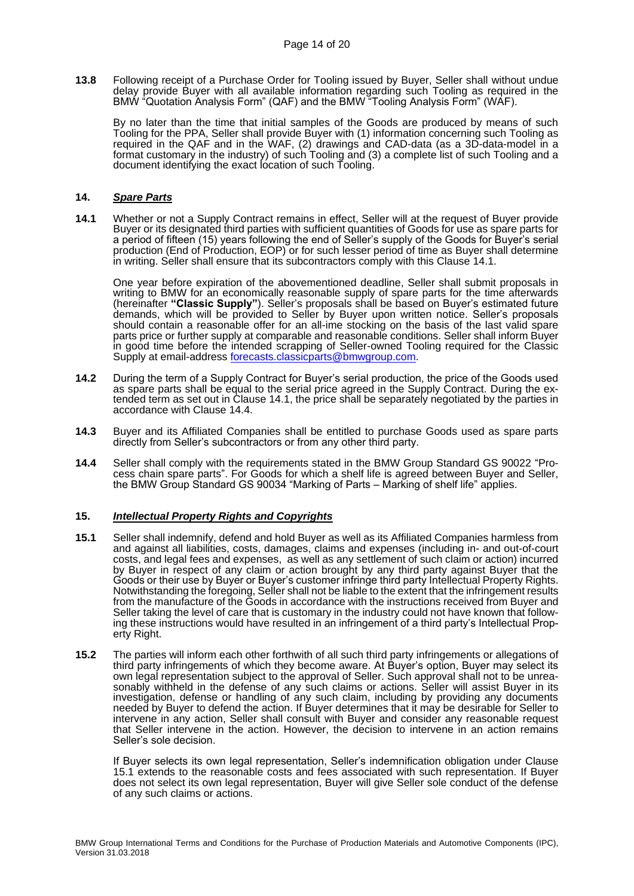**13.8** Following receipt of a Purchase Order for Tooling issued by Buyer, Seller shall without undue delay provide Buyer with all available information regarding such Tooling as required in the BMW "Quotation Analysis Form" (QAF) and the BMW "Tooling Analysis Form" (WAF).

By no later than the time that initial samples of the Goods are produced by means of such Tooling for the PPA, Seller shall provide Buyer with (1) information concerning such Tooling as required in the QAF and in the WAF, (2) drawings and CAD-data (as a 3D-data-model in a format customary in the industry) of such Tooling and (3) a complete list of such Tooling and a document identifying the exact location of such Tooling.

## 14. ***Spare Parts***

**14.1** Whether or not a Supply Contract remains in effect, Seller will at the request of Buyer provide Buyer or its designated third parties with sufficient quantities of Goods for use as spare parts for a period of fifteen (15) years following the end of Seller's supply of the Goods for Buyer's serial production (End of Production, EOP) or for such lesser period of time as Buyer shall determine in writing. Seller shall ensure that its subcontractors comply with this Clause 14.1.

One year before expiration of the abovementioned deadline, Seller shall submit proposals in writing to BMW for an economically reasonable supply of spare parts for the time afterwards (hereinafter **"Classic Supply"**). Seller's proposals shall be based on Buyer's estimated future demands, which will be provided to Seller by Buyer upon written notice. Seller's proposals should contain a reasonable offer for an all-ime stocking on the basis of the last valid spare parts price or further supply at comparable and reasonable conditions. Seller shall inform Buyer in good time before the intended scrapping of Seller-owned Tooling required for the Classic Supply at email-address forecasts.classicparts@bmwgroup.com.

**14.2** During the term of a Supply Contract for Buyer's serial production, the price of the Goods used as spare parts shall be equal to the serial price agreed in the Supply Contract. During the extended term as set out in Clause 14.1, the price shall be separately negotiated by the parties in accordance with Clause 14.4.

**14.3** Buyer and its Affiliated Companies shall be entitled to purchase Goods used as spare parts directly from Seller's subcontractors or from any other third party.

**14.4** Seller shall comply with the requirements stated in the BMW Group Standard GS 90022 "Process chain spare parts". For Goods for which a shelf life is agreed between Buyer and Seller, the BMW Group Standard GS 90034 "Marking of Parts – Marking of shelf life" applies.

## 15. ***Intellectual Property Rights and Copyrights***

**15.1** Seller shall indemnify, defend and hold Buyer as well as its Affiliated Companies harmless from and against all liabilities, costs, damages, claims and expenses (including in- and out-of-court costs, and legal fees and expenses, as well as any settlement of such claim or action) incurred by Buyer in respect of any claim or action brought by any third party against Buyer that the Goods or their use by Buyer or Buyer's customer infringe third party Intellectual Property Rights. Notwithstanding the foregoing, Seller shall not be liable to the extent that the infringement results from the manufacture of the Goods in accordance with the instructions received from Buyer and Seller taking the level of care that is customary in the industry could not have known that following these instructions would have resulted in an infringement of a third party's Intellectual Property Right.

**15.2** The parties will inform each other forthwith of all such third party infringements or allegations of third party infringements of which they become aware. At Buyer's option, Buyer may select its own legal representation subject to the approval of Seller. Such approval shall not to be unreasonably withheld in the defense of any such claims or actions. Seller will assist Buyer in its investigation, defense or handling of any such claim, including by providing any documents needed by Buyer to defend the action. If Buyer determines that it may be desirable for Seller to intervene in any action, Seller shall consult with Buyer and consider any reasonable request that Seller intervene in the action. However, the decision to intervene in an action remains Seller's sole decision.

If Buyer selects its own legal representation, Seller's indemnification obligation under Clause 15.1 extends to the reasonable costs and fees associated with such representation. If Buyer does not select its own legal representation, Buyer will give Seller sole conduct of the defense of any such claims or actions.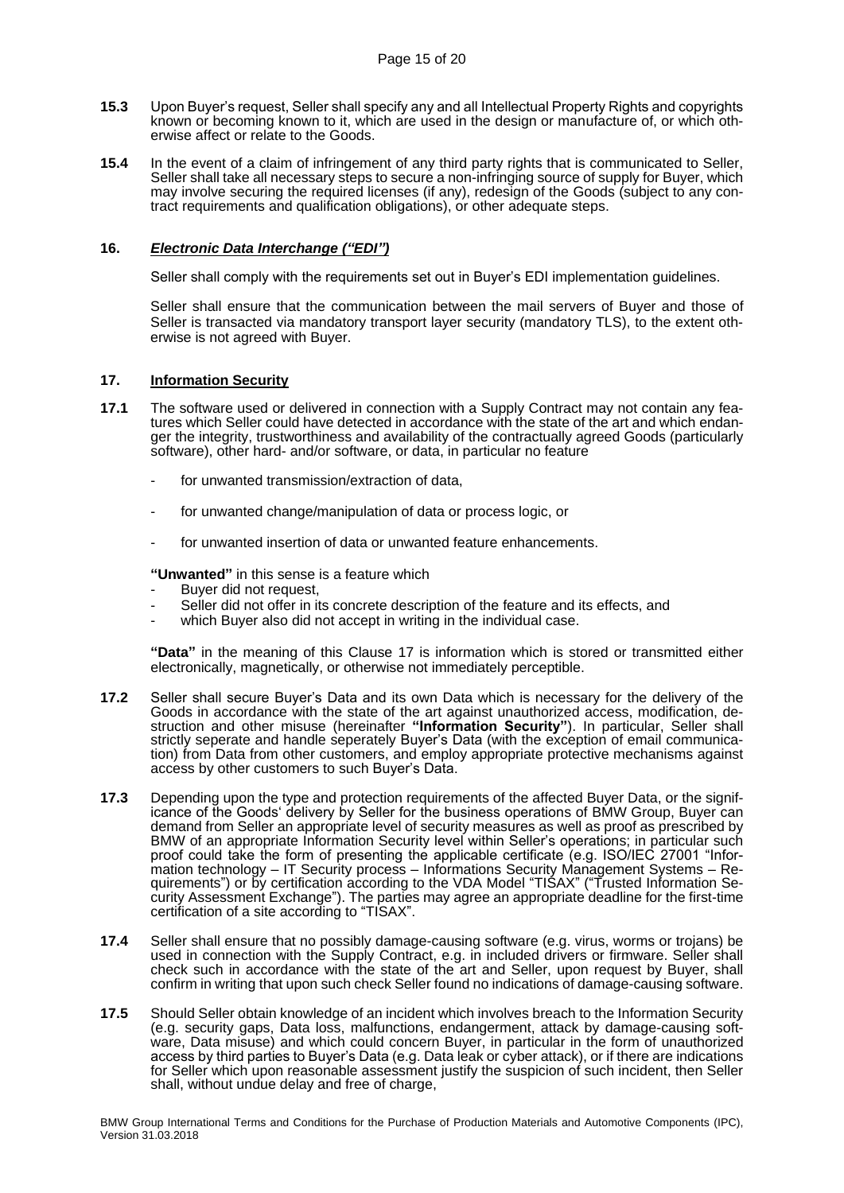**15.3** Upon Buyer's request, Seller shall specify any and all Intellectual Property Rights and copyrights known or becoming known to it, which are used in the design or manufacture of, or which otherwise affect or relate to the Goods.

**15.4** In the event of a claim of infringement of any third party rights that is communicated to Seller, Seller shall take all necessary steps to secure a non-infringing source of supply for Buyer, which may involve securing the required licenses (if any), redesign of the Goods (subject to any contract requirements and qualification obligations), or other adequate steps.

## 16. *Electronic Data Interchange ("EDI")*

Seller shall comply with the requirements set out in Buyer's EDI implementation guidelines.

Seller shall ensure that the communication between the mail servers of Buyer and those of Seller is transacted via mandatory transport layer security (mandatory TLS), to the extent otherwise is not agreed with Buyer.

## 17. Information Security

**17.1** The software used or delivered in connection with a Supply Contract may not contain any features which Seller could have detected in accordance with the state of the art and which endanger the integrity, trustworthiness and availability of the contractually agreed Goods (particularly software), other hard- and/or software, or data, in particular no feature

- for unwanted transmission/extraction of data,
- for unwanted change/manipulation of data or process logic, or
- for unwanted insertion of data or unwanted feature enhancements.

**"Unwanted"** in this sense is a feature which

- Buyer did not request,
- Seller did not offer in its concrete description of the feature and its effects, and
- which Buyer also did not accept in writing in the individual case.

**"Data"** in the meaning of this Clause 17 is information which is stored or transmitted either electronically, magnetically, or otherwise not immediately perceptible.

**17.2** Seller shall secure Buyer's Data and its own Data which is necessary for the delivery of the Goods in accordance with the state of the art against unauthorized access, modification, destruction and other misuse (hereinafter **"Information Security"**). In particular, Seller shall strictly seperate and handle seperately Buyer's Data (with the exception of email communication) from Data from other customers, and employ appropriate protective mechanisms against access by other customers to such Buyer's Data.

**17.3** Depending upon the type and protection requirements of the affected Buyer Data, or the significance of the Goods' delivery by Seller for the business operations of BMW Group, Buyer can demand from Seller an appropriate level of security measures as well as proof as prescribed by BMW of an appropriate Information Security level within Seller's operations; in particular such proof could take the form of presenting the applicable certificate (e.g. ISO/IEC 27001 "Information technology – IT Security process – Informations Security Management Systems – Requirements") or by certification according to the VDA Model "TISAX" ("Trusted Information Security Assessment Exchange"). The parties may agree an appropriate deadline for the first-time certification of a site according to "TISAX".

**17.4** Seller shall ensure that no possibly damage-causing software (e.g. virus, worms or trojans) be used in connection with the Supply Contract, e.g. in included drivers or firmware. Seller shall check such in accordance with the state of the art and Seller, upon request by Buyer, shall confirm in writing that upon such check Seller found no indications of damage-causing software.

**17.5** Should Seller obtain knowledge of an incident which involves breach to the Information Security (e.g. security gaps, Data loss, malfunctions, endangerment, attack by damage-causing software, Data misuse) and which could concern Buyer, in particular in the form of unauthorized access by third parties to Buyer's Data (e.g. Data leak or cyber attack), or if there are indications for Seller which upon reasonable assessment justify the suspicion of such incident, then Seller shall, without undue delay and free of charge,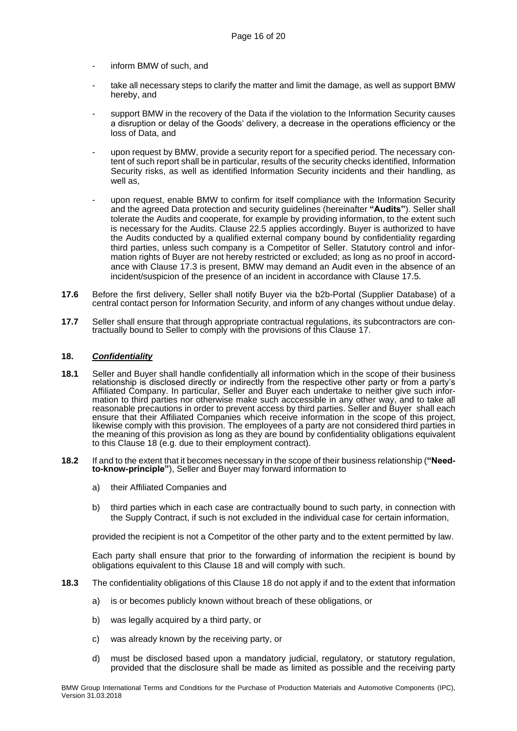- inform BMW of such, and

- take all necessary steps to clarify the matter and limit the damage, as well as support BMW hereby, and

- support BMW in the recovery of the Data if the violation to the Information Security causes a disruption or delay of the Goods' delivery, a decrease in the operations efficiency or the loss of Data, and

- upon request by BMW, provide a security report for a specified period. The necessary content of such report shall be in particular, results of the security checks identified, Information Security risks, as well as identified Information Security incidents and their handling, as well as,

- upon request, enable BMW to confirm for itself compliance with the Information Security and the agreed Data protection and security guidelines (hereinafter **"Audits"**). Seller shall tolerate the Audits and cooperate, for example by providing information, to the extent such is necessary for the Audits. Clause 22.5 applies accordingly. Buyer is authorized to have the Audits conducted by a qualified external company bound by confidentiality regarding third parties, unless such company is a Competitor of Seller. Statutory control and information rights of Buyer are not hereby restricted or excluded; as long as no proof in accordance with Clause 17.3 is present, BMW may demand an Audit even in the absence of an incident/suspicion of the presence of an incident in accordance with Clause 17.5.

**17.6** Before the first delivery, Seller shall notify Buyer via the b2b-Portal (Supplier Database) of a central contact person for Information Security, and inform of any changes without undue delay.

**17.7** Seller shall ensure that through appropriate contractual regulations, its subcontractors are contractually bound to Seller to comply with the provisions of this Clause 17.

## 18. ***Confidentiality***

**18.1** Seller and Buyer shall handle confidentially all information which in the scope of their business relationship is disclosed directly or indirectly from the respective other party or from a party's Affiliated Company. In particular, Seller and Buyer each undertake to neither give such information to third parties nor otherwise make such acccessible in any other way, and to take all reasonable precautions in order to prevent access by third parties. Seller and Buyer shall each ensure that their Affiliated Companies which receive information in the scope of this project, likewise comply with this provision. The employees of a party are not considered third parties in the meaning of this provision as long as they are bound by confidentiality obligations equivalent to this Clause 18 (e.g. due to their employment contract).

**18.2** If and to the extent that it becomes necessary in the scope of their business relationship (**"Need-to-know-principle"**), Seller and Buyer may forward information to

a) their Affiliated Companies and

b) third parties which in each case are contractually bound to such party, in connection with the Supply Contract, if such is not excluded in the individual case for certain information,

provided the recipient is not a Competitor of the other party and to the extent permitted by law.

Each party shall ensure that prior to the forwarding of information the recipient is bound by obligations equivalent to this Clause 18 and will comply with such.

**18.3** The confidentiality obligations of this Clause 18 do not apply if and to the extent that information

a) is or becomes publicly known without breach of these obligations, or

b) was legally acquired by a third party, or

c) was already known by the receiving party, or

d) must be disclosed based upon a mandatory judicial, regulatory, or statutory regulation, provided that the disclosure shall be made as limited as possible and the receiving party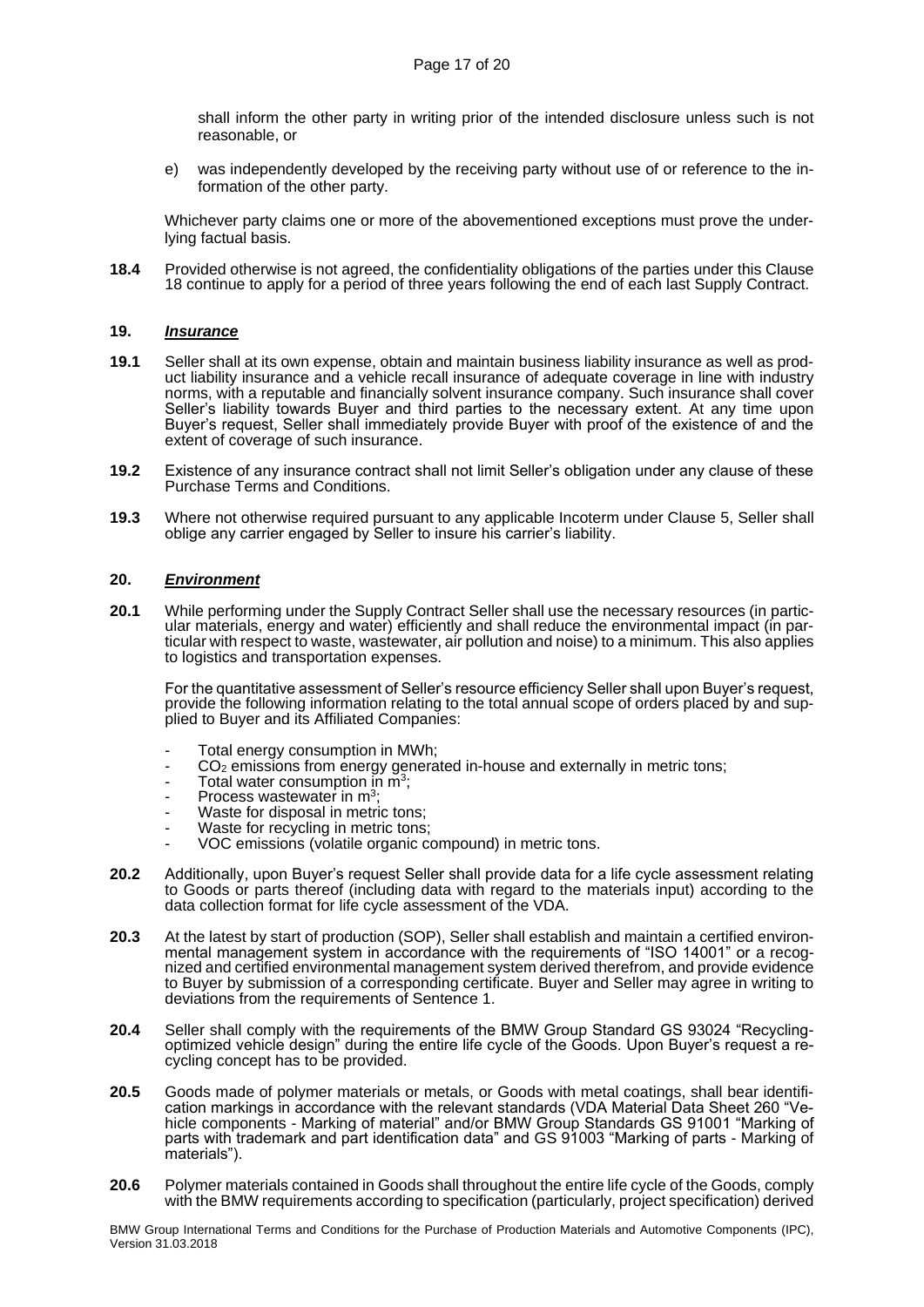shall inform the other party in writing prior of the intended disclosure unless such is not reasonable, or

e) was independently developed by the receiving party without use of or reference to the information of the other party.

Whichever party claims one or more of the abovementioned exceptions must prove the underlying factual basis.

**18.4** Provided otherwise is not agreed, the confidentiality obligations of the parties under this Clause 18 continue to apply for a period of three years following the end of each last Supply Contract.

## 19. ***Insurance***

**19.1** Seller shall at its own expense, obtain and maintain business liability insurance as well as product liability insurance and a vehicle recall insurance of adequate coverage in line with industry norms, with a reputable and financially solvent insurance company. Such insurance shall cover Seller's liability towards Buyer and third parties to the necessary extent. At any time upon Buyer's request, Seller shall immediately provide Buyer with proof of the existence of and the extent of coverage of such insurance.

**19.2** Existence of any insurance contract shall not limit Seller's obligation under any clause of these Purchase Terms and Conditions.

**19.3** Where not otherwise required pursuant to any applicable Incoterm under Clause 5, Seller shall oblige any carrier engaged by Seller to insure his carrier's liability.

## 20. ***Environment***

**20.1** While performing under the Supply Contract Seller shall use the necessary resources (in particular materials, energy and water) efficiently and shall reduce the environmental impact (in particular with respect to waste, wastewater, air pollution and noise) to a minimum. This also applies to logistics and transportation expenses.

For the quantitative assessment of Seller's resource efficiency Seller shall upon Buyer's request, provide the following information relating to the total annual scope of orders placed by and supplied to Buyer and its Affiliated Companies:

- Total energy consumption in MWh;
- $CO_2$ emissions from energy generated in-house and externally in metric tons;
- Total water consumption in $m^3$;
- Process wastewater in $m^3$;
- Waste for disposal in metric tons;
- Waste for recycling in metric tons;
- VOC emissions (volatile organic compound) in metric tons.

**20.2** Additionally, upon Buyer's request Seller shall provide data for a life cycle assessment relating to Goods or parts thereof (including data with regard to the materials input) according to the data collection format for life cycle assessment of the VDA.

**20.3** At the latest by start of production (SOP), Seller shall establish and maintain a certified environmental management system in accordance with the requirements of "ISO 14001" or a recognized and certified environmental management system derived therefrom, and provide evidence to Buyer by submission of a corresponding certificate. Buyer and Seller may agree in writing to deviations from the requirements of Sentence 1.

**20.4** Seller shall comply with the requirements of the BMW Group Standard GS 93024 "Recycling-optimized vehicle design" during the entire life cycle of the Goods. Upon Buyer's request a recycling concept has to be provided.

**20.5** Goods made of polymer materials or metals, or Goods with metal coatings, shall bear identification markings in accordance with the relevant standards (VDA Material Data Sheet 260 "Vehicle components - Marking of material" and/or BMW Group Standards GS 91001 "Marking of parts with trademark and part identification data" and GS 91003 "Marking of parts - Marking of materials").

**20.6** Polymer materials contained in Goods shall throughout the entire life cycle of the Goods, comply with the BMW requirements according to specification (particularly, project specification) derived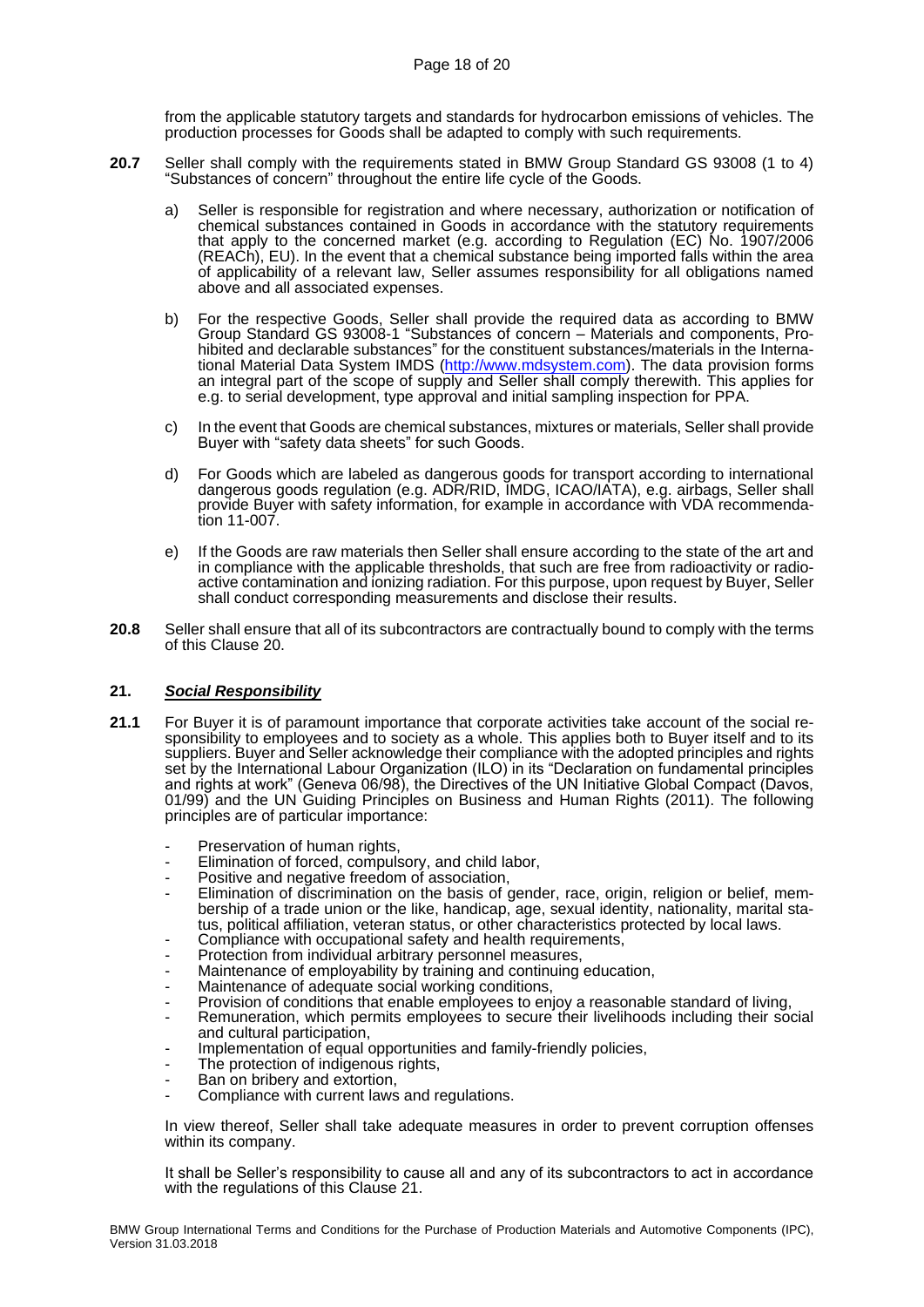from the applicable statutory targets and standards for hydrocarbon emissions of vehicles. The production processes for Goods shall be adapted to comply with such requirements.

**20.7** Seller shall comply with the requirements stated in BMW Group Standard GS 93008 (1 to 4) "Substances of concern" throughout the entire life cycle of the Goods.

a) Seller is responsible for registration and where necessary, authorization or notification of chemical substances contained in Goods in accordance with the statutory requirements that apply to the concerned market (e.g. according to Regulation (EC) No. 1907/2006 (REACH), EU). In the event that a chemical substance being imported falls within the area of applicability of a relevant law, Seller assumes responsibility for all obligations named above and all associated expenses.

b) For the respective Goods, Seller shall provide the required data as according to BMW Group Standard GS 93008-1 "Substances of concern – Materials and components, Prohibited and declarable substances" for the constituent substances/materials in the International Material Data System IMDS (http://www.mdsystem.com). The data provision forms an integral part of the scope of supply and Seller shall comply therewith. This applies for e.g. to serial development, type approval and initial sampling inspection for PPA.

c) In the event that Goods are chemical substances, mixtures or materials, Seller shall provide Buyer with "safety data sheets" for such Goods.

d) For Goods which are labeled as dangerous goods for transport according to international dangerous goods regulation (e.g. ADR/RID, IMDG, ICAO/IATA), e.g. airbags, Seller shall provide Buyer with safety information, for example in accordance with VDA recommendation 11-007.

e) If the Goods are raw materials then Seller shall ensure according to the state of the art and in compliance with the applicable thresholds, that such are free from radioactivity or radioactive contamination and ionizing radiation. For this purpose, upon request by Buyer, Seller shall conduct corresponding measurements and disclose their results.

**20.8** Seller shall ensure that all of its subcontractors are contractually bound to comply with the terms of this Clause 20.

## 21. *Social Responsibility*

**21.1** For Buyer it is of paramount importance that corporate activities take account of the social responsibility to employees and to society as a whole. This applies both to Buyer itself and to its suppliers. Buyer and Seller acknowledge their compliance with the adopted principles and rights set by the International Labour Organization (ILO) in its "Declaration on fundamental principles and rights at work" (Geneva 06/98), the Directives of the UN Initiative Global Compact (Davos, 01/99) and the UN Guiding Principles on Business and Human Rights (2011). The following principles are of particular importance:

- Preservation of human rights,
- Elimination of forced, compulsory, and child labor,
- Positive and negative freedom of association,
- Elimination of discrimination on the basis of gender, race, origin, religion or belief, membership of a trade union or the like, handicap, age, sexual identity, nationality, marital status, political affiliation, veteran status, or other characteristics protected by local laws.
- Compliance with occupational safety and health requirements,
- Protection from individual arbitrary personnel measures,
- Maintenance of employability by training and continuing education,
- Maintenance of adequate social working conditions,
- Provision of conditions that enable employees to enjoy a reasonable standard of living,
- Remuneration, which permits employees to secure their livelihoods including their social and cultural participation,
- Implementation of equal opportunities and family-friendly policies,
- The protection of indigenous rights,
- Ban on bribery and extortion,
- Compliance with current laws and regulations.

In view thereof, Seller shall take adequate measures in order to prevent corruption offenses within its company.

It shall be Seller's responsibility to cause all and any of its subcontractors to act in accordance with the regulations of this Clause 21.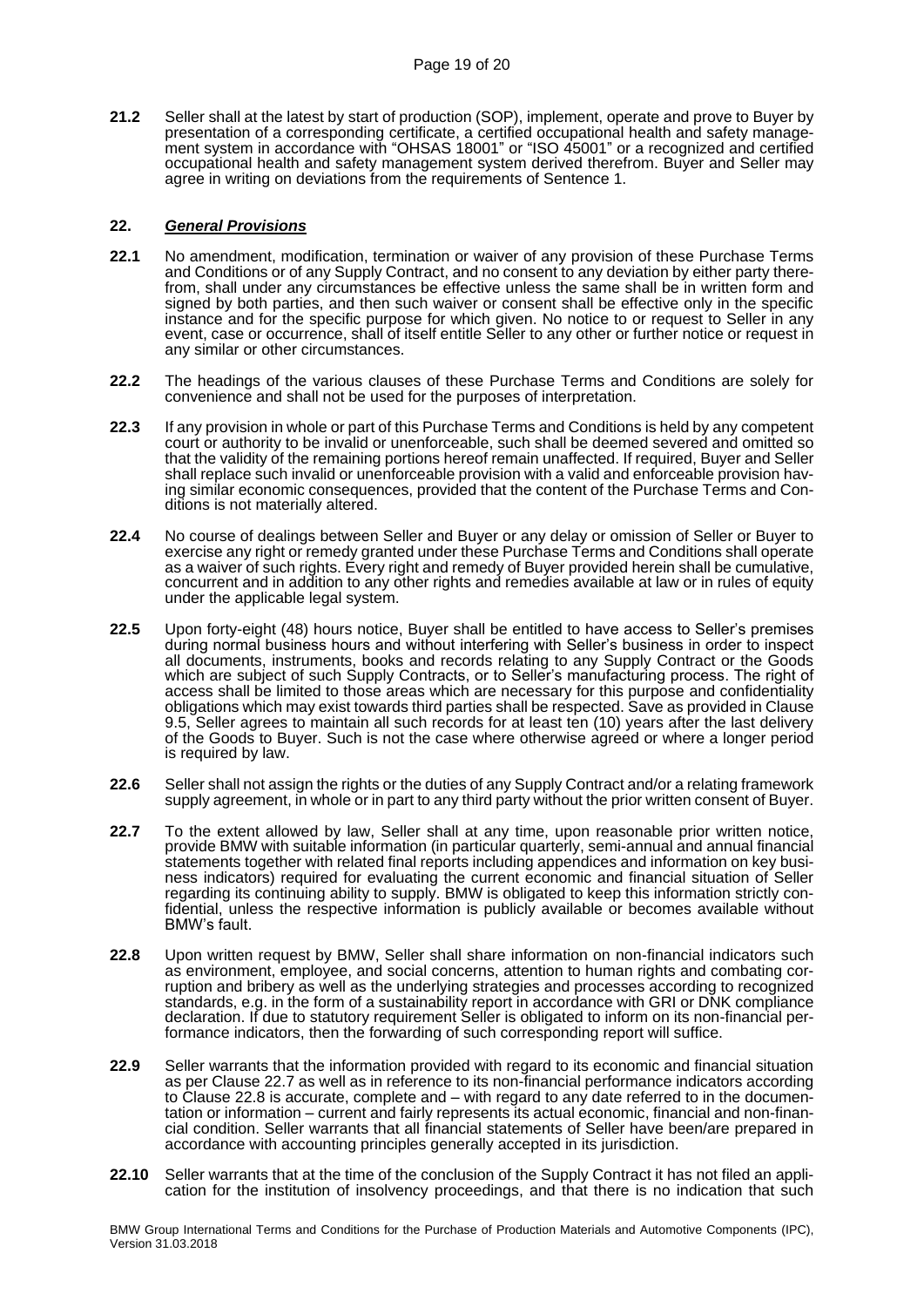**21.2** Seller shall at the latest by start of production (SOP), implement, operate and prove to Buyer by presentation of a corresponding certificate, a certified occupational health and safety management system in accordance with "OHSAS 18001" or "ISO 45001" or a recognized and certified occupational health and safety management system derived therefrom. Buyer and Seller may agree in writing on deviations from the requirements of Sentence 1.

## 22. ***General Provisions***

**22.1** No amendment, modification, termination or waiver of any provision of these Purchase Terms and Conditions or of any Supply Contract, and no consent to any deviation by either party therefrom, shall under any circumstances be effective unless the same shall be in written form and signed by both parties, and then such waiver or consent shall be effective only in the specific instance and for the specific purpose for which given. No notice to or request to Seller in any event, case or occurrence, shall of itself entitle Seller to any other or further notice or request in any similar or other circumstances.

**22.2** The headings of the various clauses of these Purchase Terms and Conditions are solely for convenience and shall not be used for the purposes of interpretation.

**22.3** If any provision in whole or part of this Purchase Terms and Conditions is held by any competent court or authority to be invalid or unenforceable, such shall be deemed severed and omitted so that the validity of the remaining portions hereof remain unaffected. If required, Buyer and Seller shall replace such invalid or unenforceable provision with a valid and enforceable provision having similar economic consequences, provided that the content of the Purchase Terms and Conditions is not materially altered.

**22.4** No course of dealings between Seller and Buyer or any delay or omission of Seller or Buyer to exercise any right or remedy granted under these Purchase Terms and Conditions shall operate as a waiver of such rights. Every right and remedy of Buyer provided herein shall be cumulative, concurrent and in addition to any other rights and remedies available at law or in rules of equity under the applicable legal system.

**22.5** Upon forty-eight (48) hours notice, Buyer shall be entitled to have access to Seller's premises during normal business hours and without interfering with Seller's business in order to inspect all documents, instruments, books and records relating to any Supply Contract or the Goods which are subject of such Supply Contracts, or to Seller's manufacturing process. The right of access shall be limited to those areas which are necessary for this purpose and confidentiality obligations which may exist towards third parties shall be respected. Save as provided in Clause 9.5, Seller agrees to maintain all such records for at least ten (10) years after the last delivery of the Goods to Buyer. Such is not the case where otherwise agreed or where a longer period is required by law.

**22.6** Seller shall not assign the rights or the duties of any Supply Contract and/or a relating framework supply agreement, in whole or in part to any third party without the prior written consent of Buyer.

**22.7** To the extent allowed by law, Seller shall at any time, upon reasonable prior written notice, provide BMW with suitable information (in particular quarterly, semi-annual and annual financial statements together with related final reports including appendices and information on key business indicators) required for evaluating the current economic and financial situation of Seller regarding its continuing ability to supply. BMW is obligated to keep this information strictly confidential, unless the respective information is publicly available or becomes available without BMW's fault.

**22.8** Upon written request by BMW, Seller shall share information on non-financial indicators such as environment, employee, and social concerns, attention to human rights and combating corruption and bribery as well as the underlying strategies and processes according to recognized standards, e.g. in the form of a sustainability report in accordance with GRI or DNK compliance declaration. If due to statutory requirement Seller is obligated to inform on its non-financial performance indicators, then the forwarding of such corresponding report will suffice.

**22.9** Seller warrants that the information provided with regard to its economic and financial situation as per Clause 22.7 as well as in reference to its non-financial performance indicators according to Clause 22.8 is accurate, complete and – with regard to any date referred to in the documentation or information – current and fairly represents its actual economic, financial and non-financial condition. Seller warrants that all financial statements of Seller have been/are prepared in accordance with accounting principles generally accepted in its jurisdiction.

**22.10** Seller warrants that at the time of the conclusion of the Supply Contract it has not filed an application for the institution of insolvency proceedings, and that there is no indication that such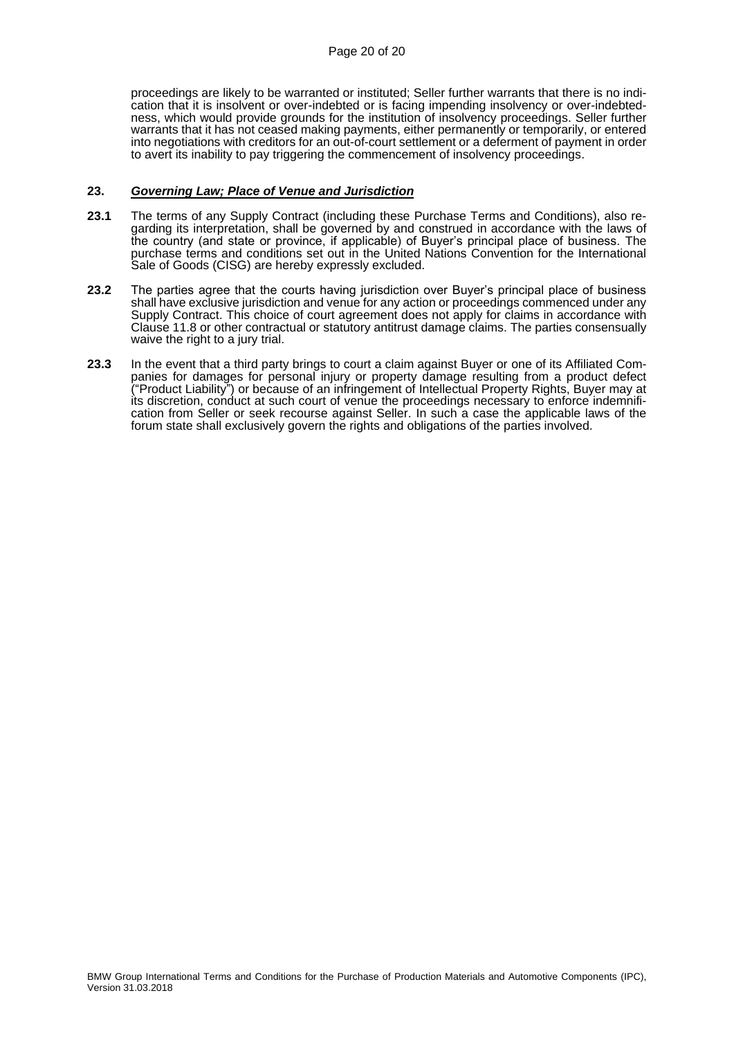proceedings are likely to be warranted or instituted; Seller further warrants that there is no indication that it is insolvent or over-indebted or is facing impending insolvency or over-indebtedness, which would provide grounds for the institution of insolvency proceedings. Seller further warrants that it has not ceased making payments, either permanently or temporarily, or entered into negotiations with creditors for an out-of-court settlement or a deferment of payment in order to avert its inability to pay triggering the commencement of insolvency proceedings.

## 23. ***Governing Law; Place of Venue and Jurisdiction***

**23.1** The terms of any Supply Contract (including these Purchase Terms and Conditions), also regarding its interpretation, shall be governed by and construed in accordance with the laws of the country (and state or province, if applicable) of Buyer's principal place of business. The purchase terms and conditions set out in the United Nations Convention for the International Sale of Goods (CISG) are hereby expressly excluded.

**23.2** The parties agree that the courts having jurisdiction over Buyer's principal place of business shall have exclusive jurisdiction and venue for any action or proceedings commenced under any Supply Contract. This choice of court agreement does not apply for claims in accordance with Clause 11.8 or other contractual or statutory antitrust damage claims. The parties consensually waive the right to a jury trial.

**23.3** In the event that a third party brings to court a claim against Buyer or one of its Affiliated Companies for damages for personal injury or property damage resulting from a product defect ("Product Liability") or because of an infringement of Intellectual Property Rights, Buyer may at its discretion, conduct at such court of venue the proceedings necessary to enforce indemnification from Seller or seek recourse against Seller. In such a case the applicable laws of the forum state shall exclusively govern the rights and obligations of the parties involved.